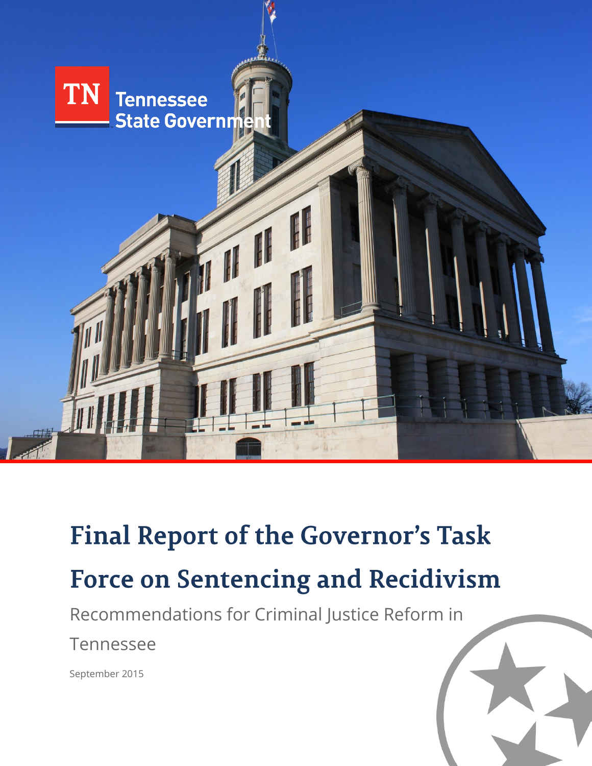TN Tennessee State Government

# Final Report of the Governor's Task Force on Sentencing and Recidivism

## Recommendations for Criminal Justice Reform in Tennessee

September 2015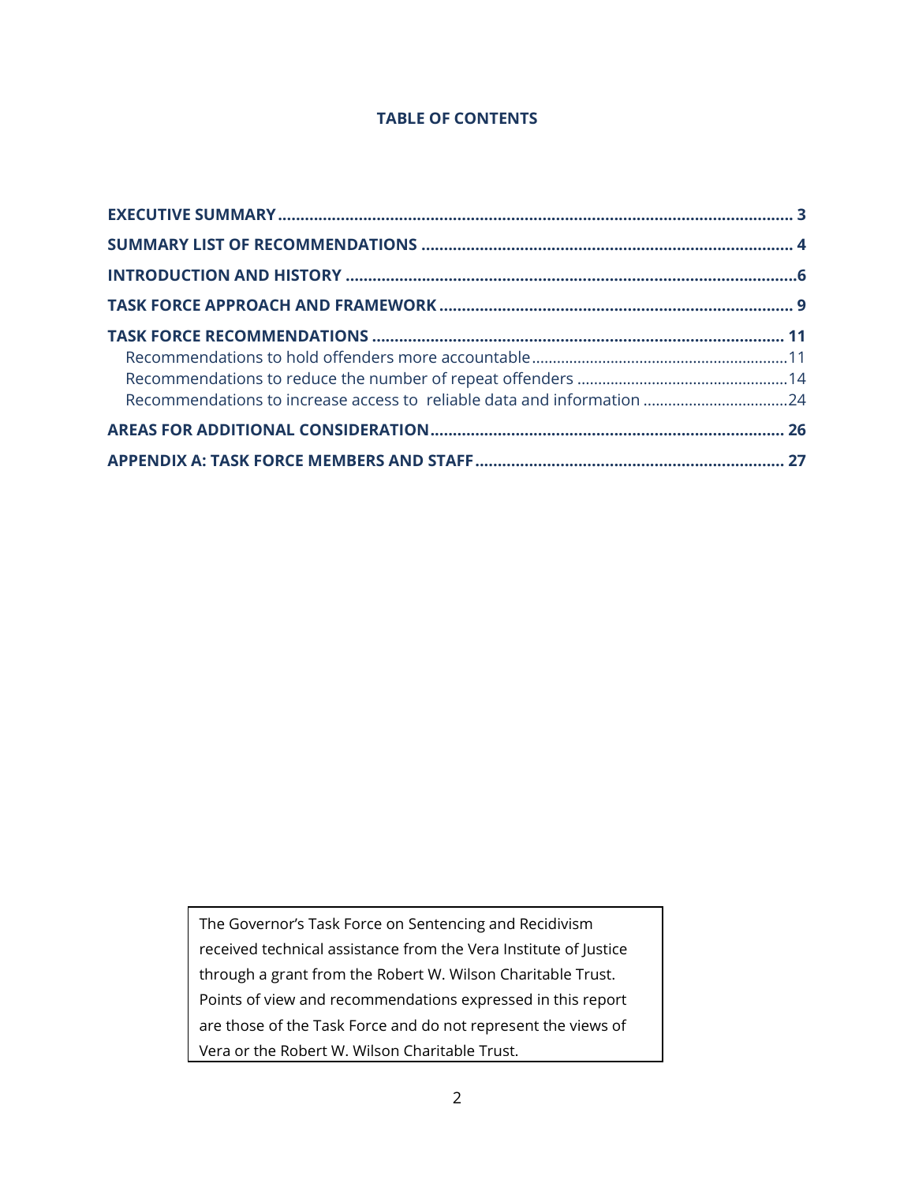## TABLE OF CONTENTS

**EXECUTIVE SUMMARY** ........................................................................................................ **3**

**SUMMARY LIST OF RECOMMENDATIONS** ........................................................................ **4**

**INTRODUCTION AND HISTORY** .......................................................................................... **6**

**TASK FORCE APPROACH AND FRAMEWORK** .................................................................... **9**

**TASK FORCE RECOMMENDATIONS** .................................................................................. **11**

- Recommendations to hold offenders more accountable ............................................. 11
- Recommendations to reduce the number of repeat offenders ................................... 14
- Recommendations to increase access to reliable data and information .................... 24

**AREAS FOR ADDITIONAL CONSIDERATION** ...................................................................... **26**

**APPENDIX A: TASK FORCE MEMBERS AND STAFF** ............................................................ **27**

> The Governor's Task Force on Sentencing and Recidivism received technical assistance from the Vera Institute of Justice through a grant from the Robert W. Wilson Charitable Trust. Points of view and recommendations expressed in this report are those of the Task Force and do not represent the views of Vera or the Robert W. Wilson Charitable Trust.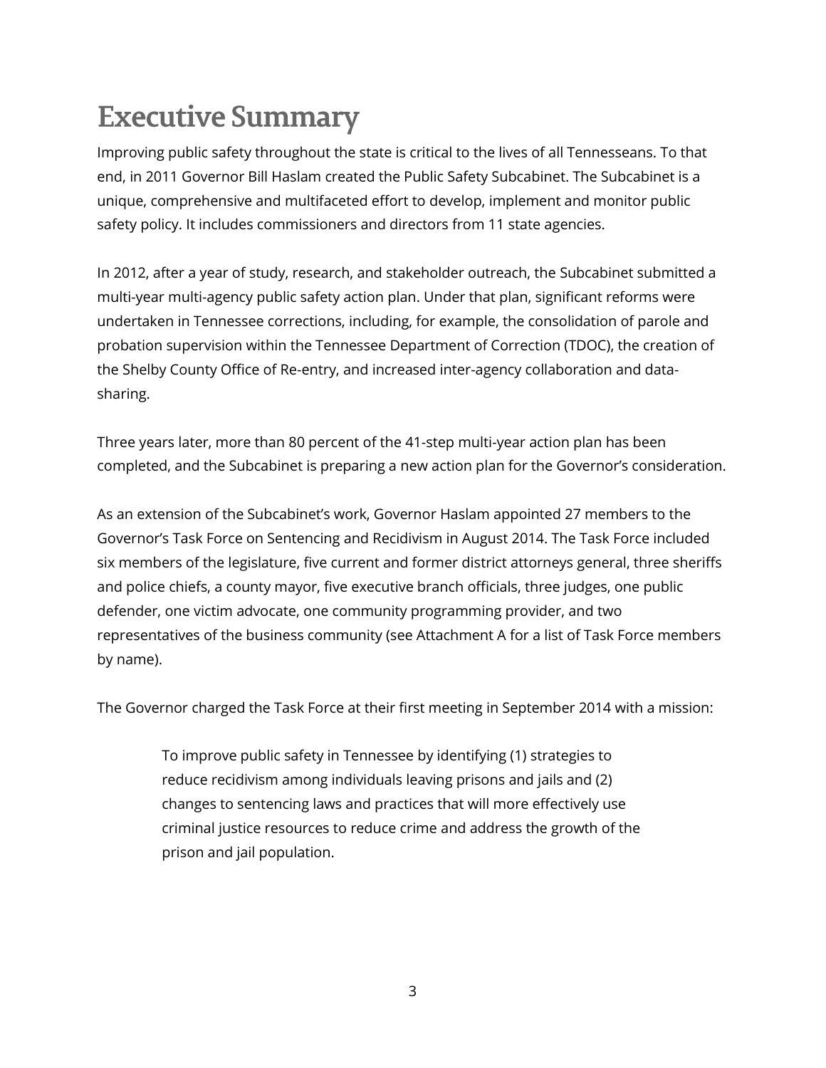# Executive Summary

Improving public safety throughout the state is critical to the lives of all Tennesseans. To that end, in 2011 Governor Bill Haslam created the Public Safety Subcabinet. The Subcabinet is a unique, comprehensive and multifaceted effort to develop, implement and monitor public safety policy. It includes commissioners and directors from 11 state agencies.

In 2012, after a year of study, research, and stakeholder outreach, the Subcabinet submitted a multi-year multi-agency public safety action plan. Under that plan, significant reforms were undertaken in Tennessee corrections, including, for example, the consolidation of parole and probation supervision within the Tennessee Department of Correction (TDOC), the creation of the Shelby County Office of Re-entry, and increased inter-agency collaboration and data-sharing.

Three years later, more than 80 percent of the 41-step multi-year action plan has been completed, and the Subcabinet is preparing a new action plan for the Governor's consideration.

As an extension of the Subcabinet's work, Governor Haslam appointed 27 members to the Governor's Task Force on Sentencing and Recidivism in August 2014. The Task Force included six members of the legislature, five current and former district attorneys general, three sheriffs and police chiefs, a county mayor, five executive branch officials, three judges, one public defender, one victim advocate, one community programming provider, and two representatives of the business community (see Attachment A for a list of Task Force members by name).

The Governor charged the Task Force at their first meeting in September 2014 with a mission:

> To improve public safety in Tennessee by identifying (1) strategies to reduce recidivism among individuals leaving prisons and jails and (2) changes to sentencing laws and practices that will more effectively use criminal justice resources to reduce crime and address the growth of the prison and jail population.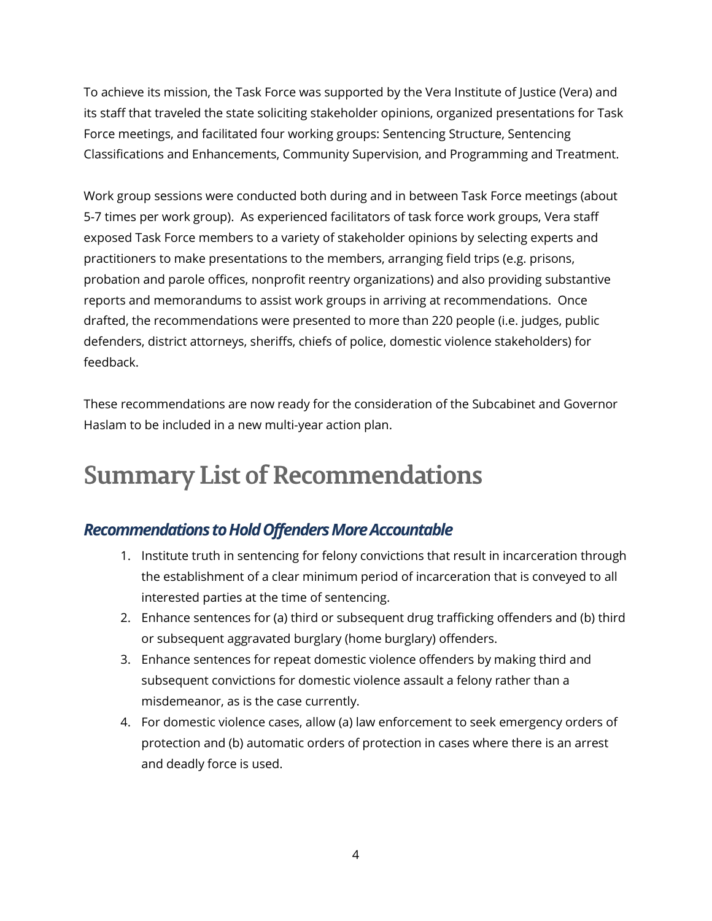To achieve its mission, the Task Force was supported by the Vera Institute of Justice (Vera) and its staff that traveled the state soliciting stakeholder opinions, organized presentations for Task Force meetings, and facilitated four working groups: Sentencing Structure, Sentencing Classifications and Enhancements, Community Supervision, and Programming and Treatment.

Work group sessions were conducted both during and in between Task Force meetings (about 5-7 times per work group). As experienced facilitators of task force work groups, Vera staff exposed Task Force members to a variety of stakeholder opinions by selecting experts and practitioners to make presentations to the members, arranging field trips (e.g. prisons, probation and parole offices, nonprofit reentry organizations) and also providing substantive reports and memorandums to assist work groups in arriving at recommendations. Once drafted, the recommendations were presented to more than 220 people (i.e. judges, public defenders, district attorneys, sheriffs, chiefs of police, domestic violence stakeholders) for feedback.

These recommendations are now ready for the consideration of the Subcabinet and Governor Haslam to be included in a new multi-year action plan.

# Summary List of Recommendations

## *Recommendations to Hold Offenders More Accountable*

1. Institute truth in sentencing for felony convictions that result in incarceration through the establishment of a clear minimum period of incarceration that is conveyed to all interested parties at the time of sentencing.
2. Enhance sentences for (a) third or subsequent drug trafficking offenders and (b) third or subsequent aggravated burglary (home burglary) offenders.
3. Enhance sentences for repeat domestic violence offenders by making third and subsequent convictions for domestic violence assault a felony rather than a misdemeanor, as is the case currently.
4. For domestic violence cases, allow (a) law enforcement to seek emergency orders of protection and (b) automatic orders of protection in cases where there is an arrest and deadly force is used.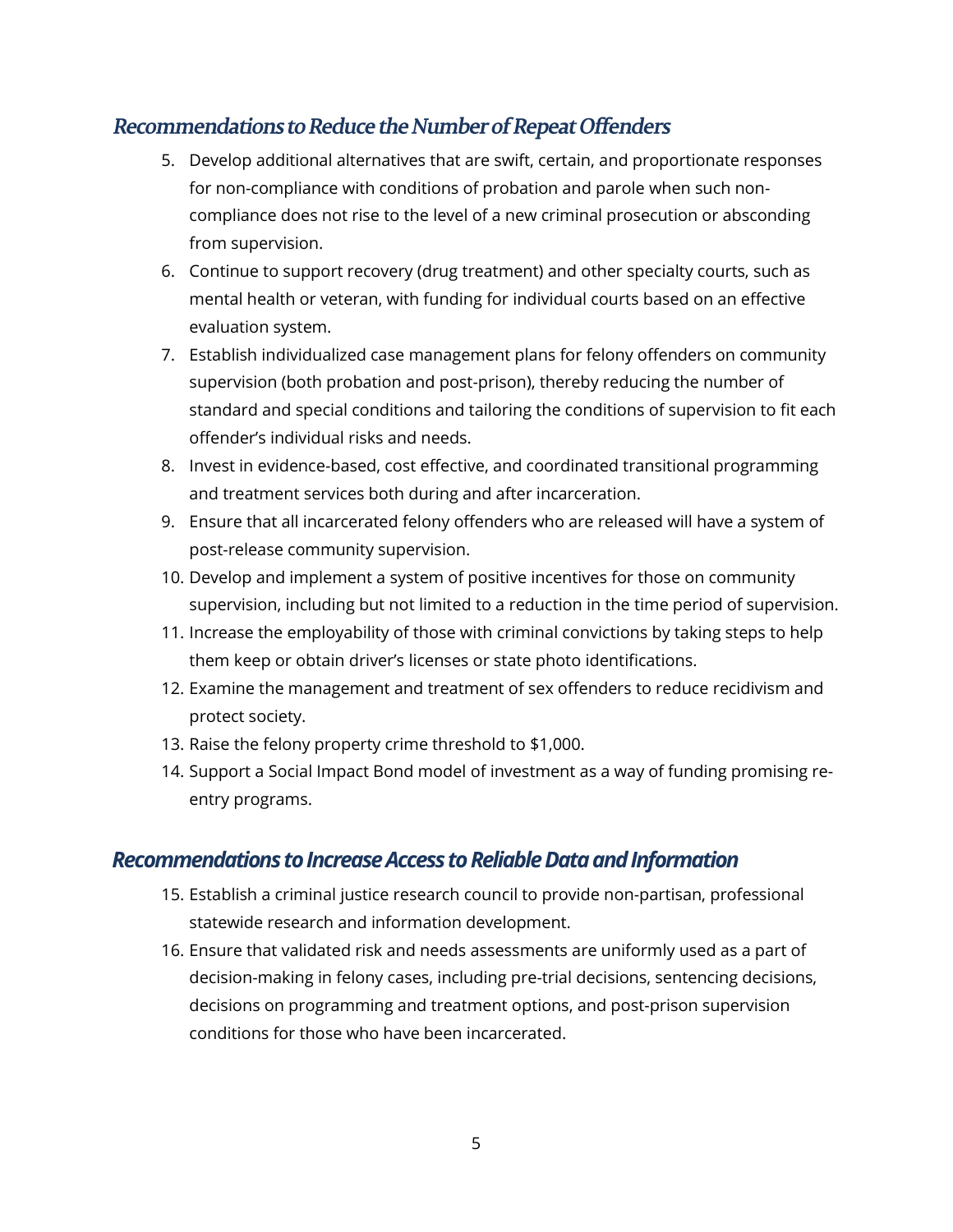## *Recommendations to Reduce the Number of Repeat Offenders*

5. Develop additional alternatives that are swift, certain, and proportionate responses for non-compliance with conditions of probation and parole when such non-compliance does not rise to the level of a new criminal prosecution or absconding from supervision.
6. Continue to support recovery (drug treatment) and other specialty courts, such as mental health or veteran, with funding for individual courts based on an effective evaluation system.
7. Establish individualized case management plans for felony offenders on community supervision (both probation and post-prison), thereby reducing the number of standard and special conditions and tailoring the conditions of supervision to fit each offender's individual risks and needs.
8. Invest in evidence-based, cost effective, and coordinated transitional programming and treatment services both during and after incarceration.
9. Ensure that all incarcerated felony offenders who are released will have a system of post-release community supervision.
10. Develop and implement a system of positive incentives for those on community supervision, including but not limited to a reduction in the time period of supervision.
11. Increase the employability of those with criminal convictions by taking steps to help them keep or obtain driver's licenses or state photo identifications.
12. Examine the management and treatment of sex offenders to reduce recidivism and protect society.
13. Raise the felony property crime threshold to $1,000.
14. Support a Social Impact Bond model of investment as a way of funding promising re-entry programs.

## *Recommendations to Increase Access to Reliable Data and Information*

15. Establish a criminal justice research council to provide non-partisan, professional statewide research and information development.
16. Ensure that validated risk and needs assessments are uniformly used as a part of decision-making in felony cases, including pre-trial decisions, sentencing decisions, decisions on programming and treatment options, and post-prison supervision conditions for those who have been incarcerated.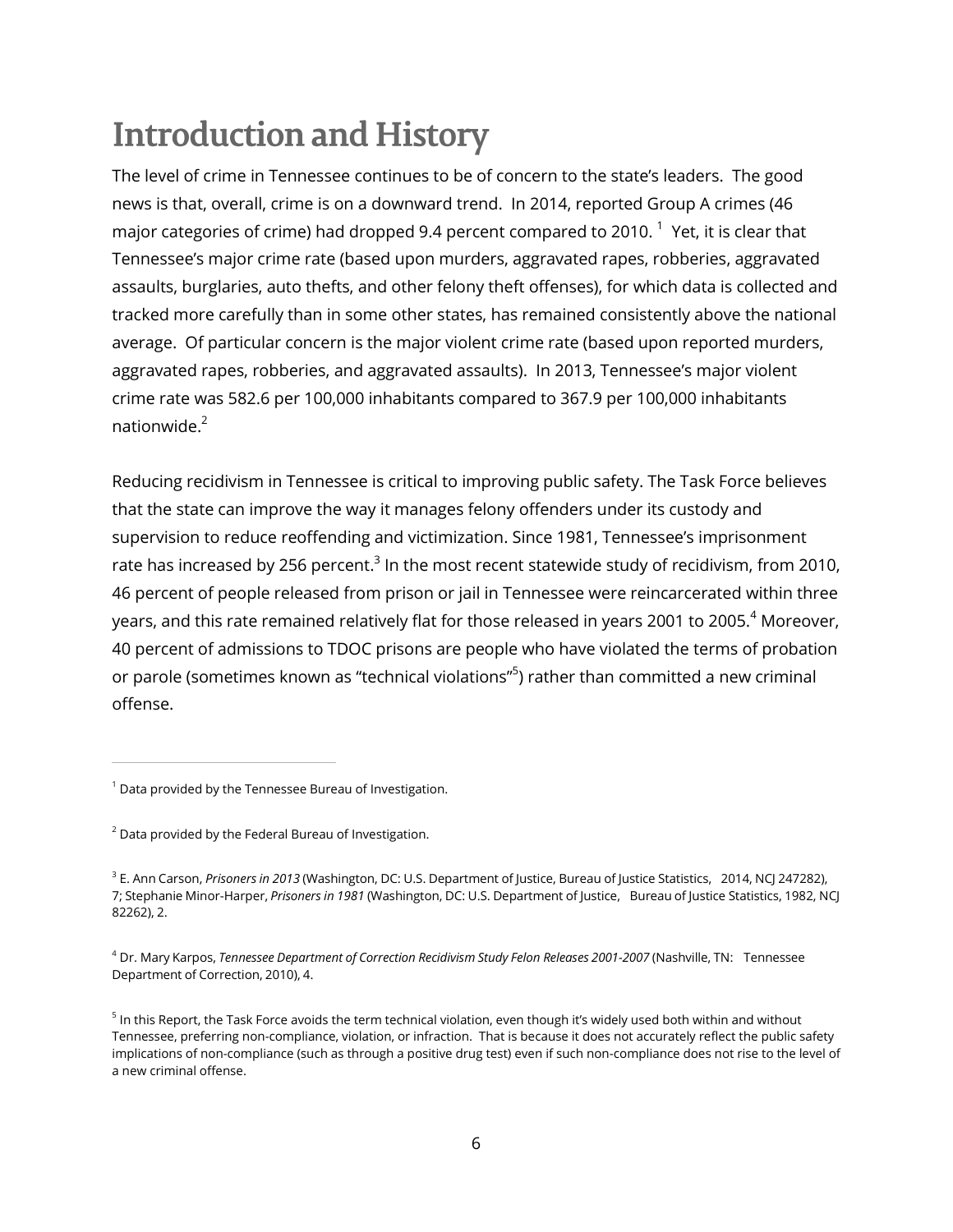# Introduction and History

The level of crime in Tennessee continues to be of concern to the state's leaders. The good news is that, overall, crime is on a downward trend. In 2014, reported Group A crimes (46 major categories of crime) had dropped 9.4 percent compared to 2010. [1] Yet, it is clear that Tennessee's major crime rate (based upon murders, aggravated rapes, robberies, aggravated assaults, burglaries, auto thefts, and other felony theft offenses), for which data is collected and tracked more carefully than in some other states, has remained consistently above the national average. Of particular concern is the major violent crime rate (based upon reported murders, aggravated rapes, robberies, and aggravated assaults). In 2013, Tennessee's major violent crime rate was 582.6 per 100,000 inhabitants compared to 367.9 per 100,000 inhabitants nationwide.[2]

Reducing recidivism in Tennessee is critical to improving public safety. The Task Force believes that the state can improve the way it manages felony offenders under its custody and supervision to reduce reoffending and victimization. Since 1981, Tennessee's imprisonment rate has increased by 256 percent.[3] In the most recent statewide study of recidivism, from 2010, 46 percent of people released from prison or jail in Tennessee were reincarcerated within three years, and this rate remained relatively flat for those released in years 2001 to 2005.[4] Moreover, 40 percent of admissions to TDOC prisons are people who have violated the terms of probation or parole (sometimes known as "technical violations"[5]) rather than committed a new criminal offense.

---

[1] Data provided by the Tennessee Bureau of Investigation.

[2] Data provided by the Federal Bureau of Investigation.

[3] E. Ann Carson, *Prisoners in 2013* (Washington, DC: U.S. Department of Justice, Bureau of Justice Statistics, 2014, NCJ 247282), 7; Stephanie Minor-Harper, *Prisoners in 1981* (Washington, DC: U.S. Department of Justice, Bureau of Justice Statistics, 1982, NCJ 82262), 2.

[4] Dr. Mary Karpos, *Tennessee Department of Correction Recidivism Study Felon Releases 2001-2007* (Nashville, TN: Tennessee Department of Correction, 2010), 4.

[5] In this Report, the Task Force avoids the term technical violation, even though it's widely used both within and without Tennessee, preferring non-compliance, violation, or infraction. That is because it does not accurately reflect the public safety implications of non-compliance (such as through a positive drug test) even if such non-compliance does not rise to the level of a new criminal offense.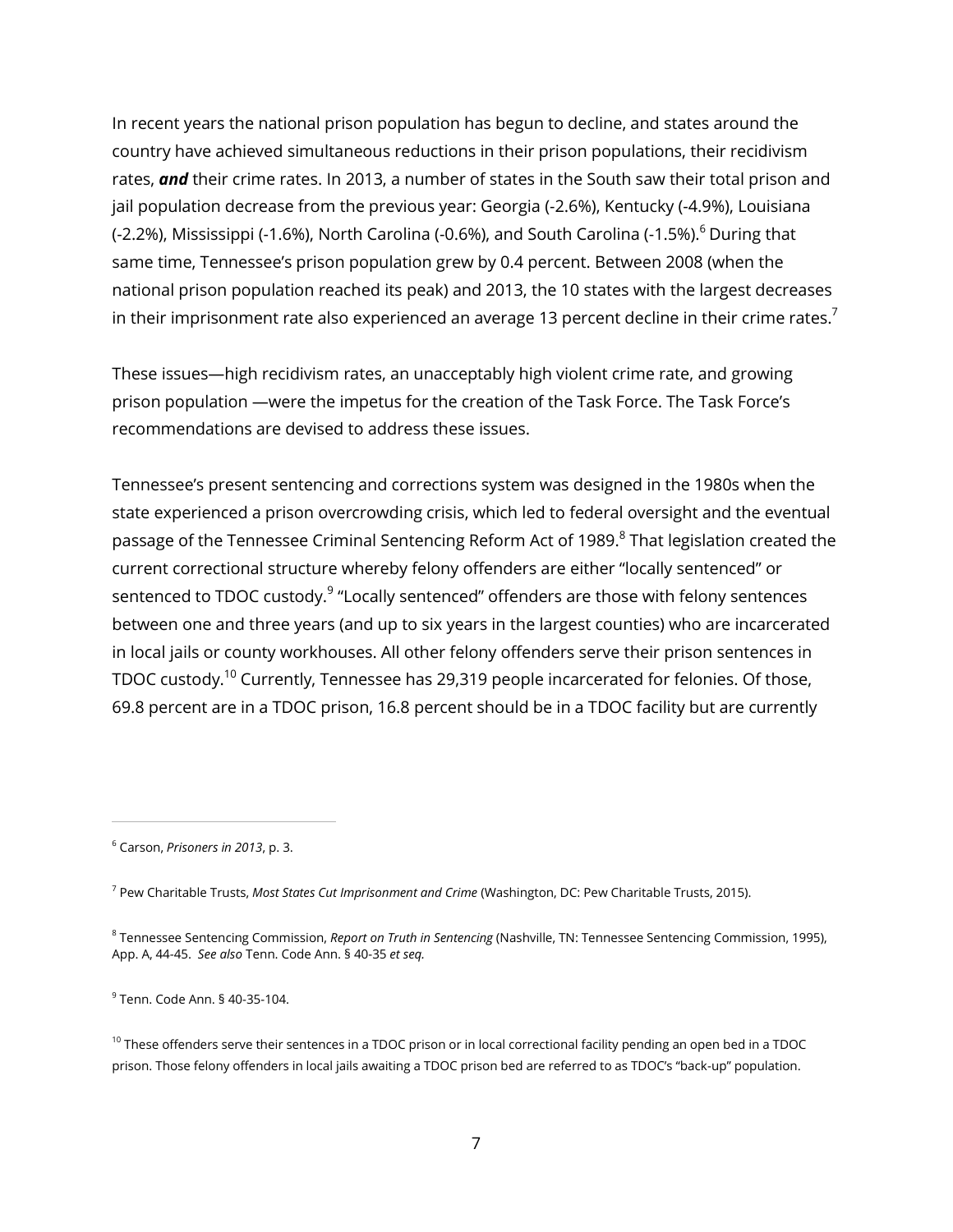In recent years the national prison population has begun to decline, and states around the country have achieved simultaneous reductions in their prison populations, their recidivism rates, ***and*** their crime rates. In 2013, a number of states in the South saw their total prison and jail population decrease from the previous year: Georgia (-2.6%), Kentucky (-4.9%), Louisiana (-2.2%), Mississippi (-1.6%), North Carolina (-0.6%), and South Carolina (-1.5%).[6] During that same time, Tennessee's prison population grew by 0.4 percent. Between 2008 (when the national prison population reached its peak) and 2013, the 10 states with the largest decreases in their imprisonment rate also experienced an average 13 percent decline in their crime rates.[7]

These issues—high recidivism rates, an unacceptably high violent crime rate, and growing prison population —were the impetus for the creation of the Task Force. The Task Force's recommendations are devised to address these issues.

Tennessee's present sentencing and corrections system was designed in the 1980s when the state experienced a prison overcrowding crisis, which led to federal oversight and the eventual passage of the Tennessee Criminal Sentencing Reform Act of 1989.[8] That legislation created the current correctional structure whereby felony offenders are either "locally sentenced" or sentenced to TDOC custody.[9] "Locally sentenced" offenders are those with felony sentences between one and three years (and up to six years in the largest counties) who are incarcerated in local jails or county workhouses. All other felony offenders serve their prison sentences in TDOC custody.[10] Currently, Tennessee has 29,319 people incarcerated for felonies. Of those, 69.8 percent are in a TDOC prison, 16.8 percent should be in a TDOC facility but are currently

---

[6] Carson, *Prisoners in 2013*, p. 3.

[7] Pew Charitable Trusts, *Most States Cut Imprisonment and Crime* (Washington, DC: Pew Charitable Trusts, 2015).

[8] Tennessee Sentencing Commission, *Report on Truth in Sentencing* (Nashville, TN: Tennessee Sentencing Commission, 1995), App. A, 44-45. *See also* Tenn. Code Ann. § 40-35 *et seq*.

[9] Tenn. Code Ann. § 40-35-104.

[10] These offenders serve their sentences in a TDOC prison or in local correctional facility pending an open bed in a TDOC prison. Those felony offenders in local jails awaiting a TDOC prison bed are referred to as TDOC's "back-up" population.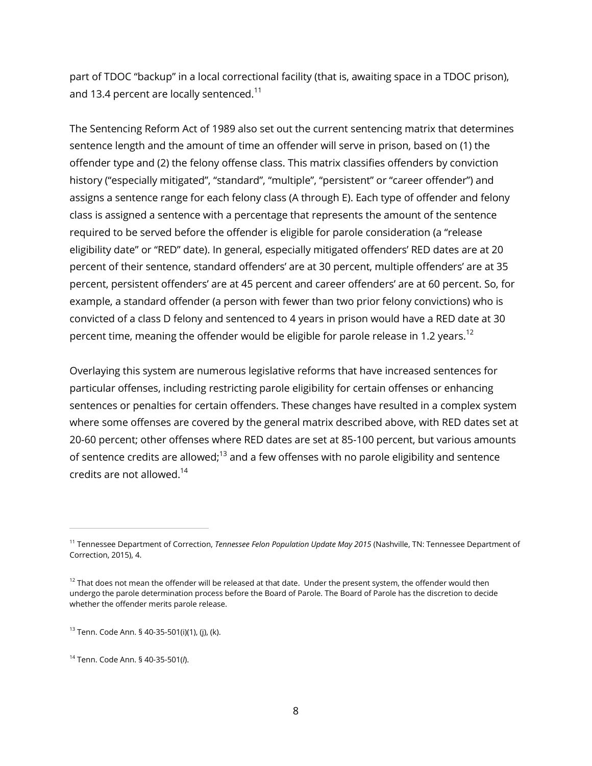part of TDOC "backup" in a local correctional facility (that is, awaiting space in a TDOC prison), and 13.4 percent are locally sentenced.[11]

The Sentencing Reform Act of 1989 also set out the current sentencing matrix that determines sentence length and the amount of time an offender will serve in prison, based on (1) the offender type and (2) the felony offense class. This matrix classifies offenders by conviction history ("especially mitigated", "standard", "multiple", "persistent" or "career offender") and assigns a sentence range for each felony class (A through E). Each type of offender and felony class is assigned a sentence with a percentage that represents the amount of the sentence required to be served before the offender is eligible for parole consideration (a "release eligibility date" or "RED" date). In general, especially mitigated offenders' RED dates are at 20 percent of their sentence, standard offenders' are at 30 percent, multiple offenders' are at 35 percent, persistent offenders' are at 45 percent and career offenders' are at 60 percent. So, for example, a standard offender (a person with fewer than two prior felony convictions) who is convicted of a class D felony and sentenced to 4 years in prison would have a RED date at 30 percent time, meaning the offender would be eligible for parole release in 1.2 years.[12]

Overlaying this system are numerous legislative reforms that have increased sentences for particular offenses, including restricting parole eligibility for certain offenses or enhancing sentences or penalties for certain offenders. These changes have resulted in a complex system where some offenses are covered by the general matrix described above, with RED dates set at 20-60 percent; other offenses where RED dates are set at 85-100 percent, but various amounts of sentence credits are allowed;[13] and a few offenses with no parole eligibility and sentence credits are not allowed.[14]

---

[11] Tennessee Department of Correction, *Tennessee Felon Population Update May 2015* (Nashville, TN: Tennessee Department of Correction, 2015), 4.

[12] That does not mean the offender will be released at that date. Under the present system, the offender would then undergo the parole determination process before the Board of Parole. The Board of Parole has the discretion to decide whether the offender merits parole release.

[13] Tenn. Code Ann. § 40-35-501(i)(1), (j), (k).

[14] Tenn. Code Ann. § 40-35-501(*l*).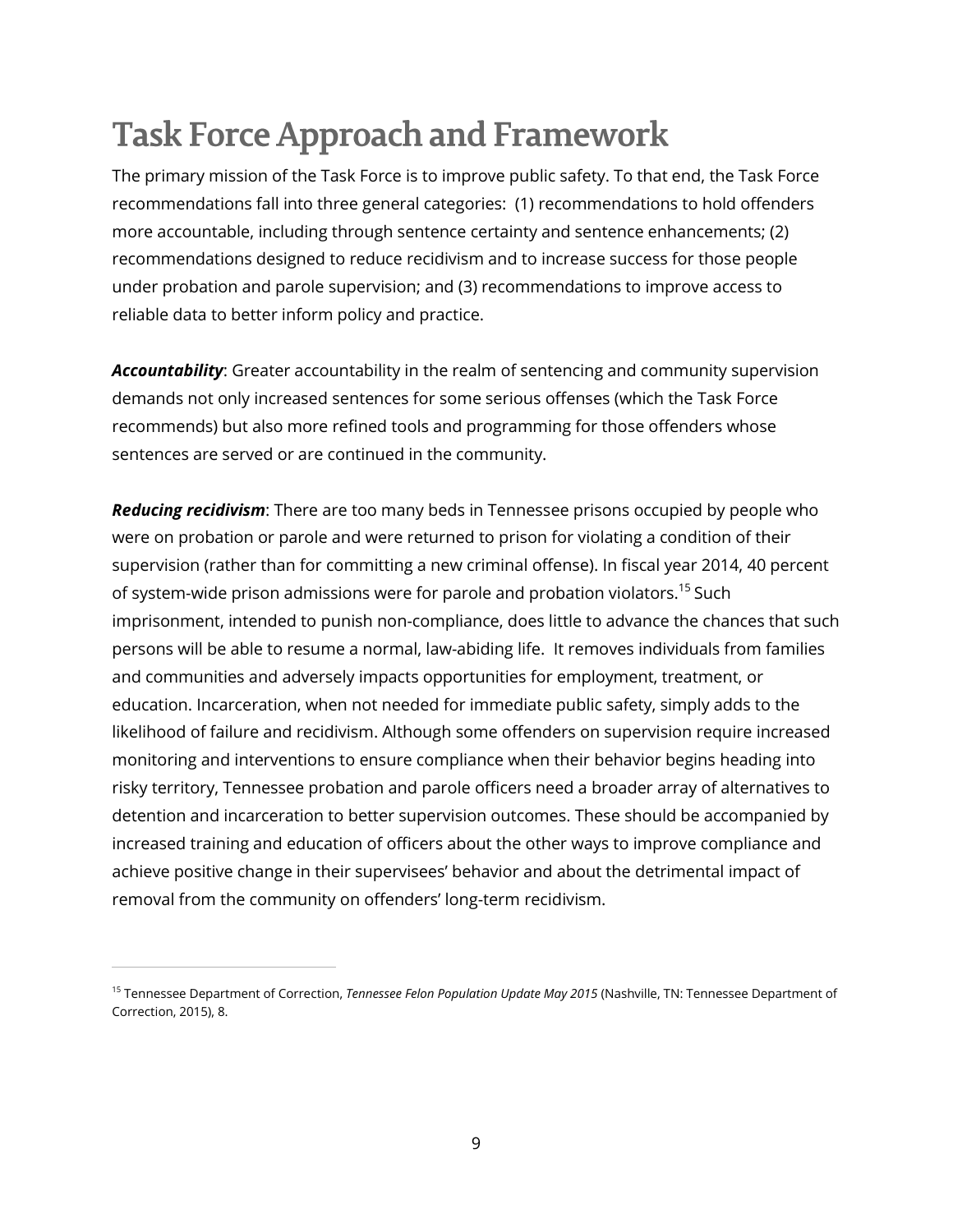# Task Force Approach and Framework

The primary mission of the Task Force is to improve public safety. To that end, the Task Force recommendations fall into three general categories: (1) recommendations to hold offenders more accountable, including through sentence certainty and sentence enhancements; (2) recommendations designed to reduce recidivism and to increase success for those people under probation and parole supervision; and (3) recommendations to improve access to reliable data to better inform policy and practice.

***Accountability***: Greater accountability in the realm of sentencing and community supervision demands not only increased sentences for some serious offenses (which the Task Force recommends) but also more refined tools and programming for those offenders whose sentences are served or are continued in the community.

***Reducing recidivism***: There are too many beds in Tennessee prisons occupied by people who were on probation or parole and were returned to prison for violating a condition of their supervision (rather than for committing a new criminal offense). In fiscal year 2014, 40 percent of system-wide prison admissions were for parole and probation violators.[15] Such imprisonment, intended to punish non-compliance, does little to advance the chances that such persons will be able to resume a normal, law-abiding life. It removes individuals from families and communities and adversely impacts opportunities for employment, treatment, or education. Incarceration, when not needed for immediate public safety, simply adds to the likelihood of failure and recidivism. Although some offenders on supervision require increased monitoring and interventions to ensure compliance when their behavior begins heading into risky territory, Tennessee probation and parole officers need a broader array of alternatives to detention and incarceration to better supervision outcomes. These should be accompanied by increased training and education of officers about the other ways to improve compliance and achieve positive change in their supervisees' behavior and about the detrimental impact of removal from the community on offenders' long-term recidivism.

---

[15] Tennessee Department of Correction, *Tennessee Felon Population Update May 2015* (Nashville, TN: Tennessee Department of Correction, 2015), 8.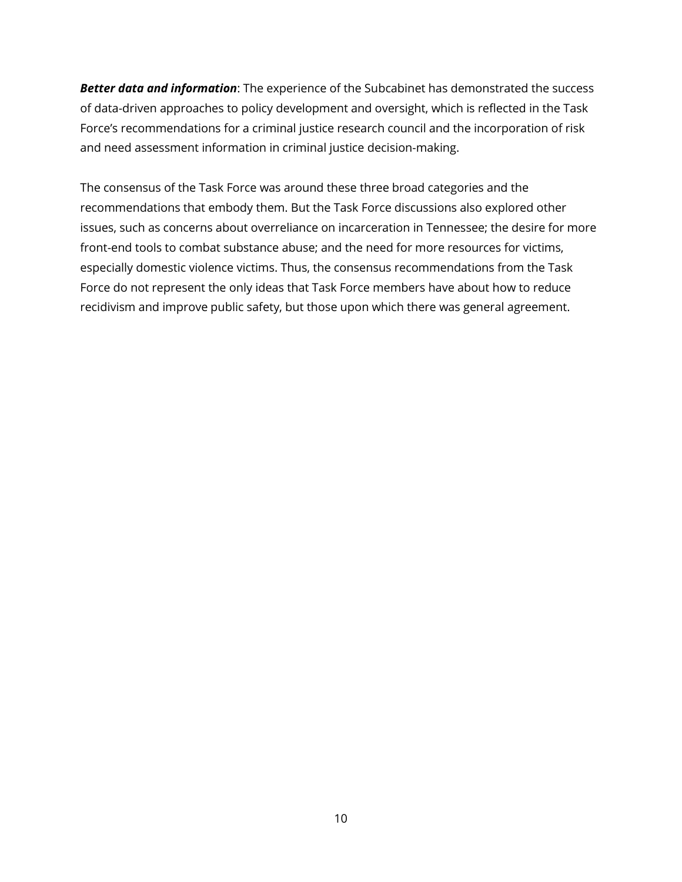***Better data and information***: The experience of the Subcabinet has demonstrated the success of data-driven approaches to policy development and oversight, which is reflected in the Task Force's recommendations for a criminal justice research council and the incorporation of risk and need assessment information in criminal justice decision-making.

The consensus of the Task Force was around these three broad categories and the recommendations that embody them. But the Task Force discussions also explored other issues, such as concerns about overreliance on incarceration in Tennessee; the desire for more front-end tools to combat substance abuse; and the need for more resources for victims, especially domestic violence victims. Thus, the consensus recommendations from the Task Force do not represent the only ideas that Task Force members have about how to reduce recidivism and improve public safety, but those upon which there was general agreement.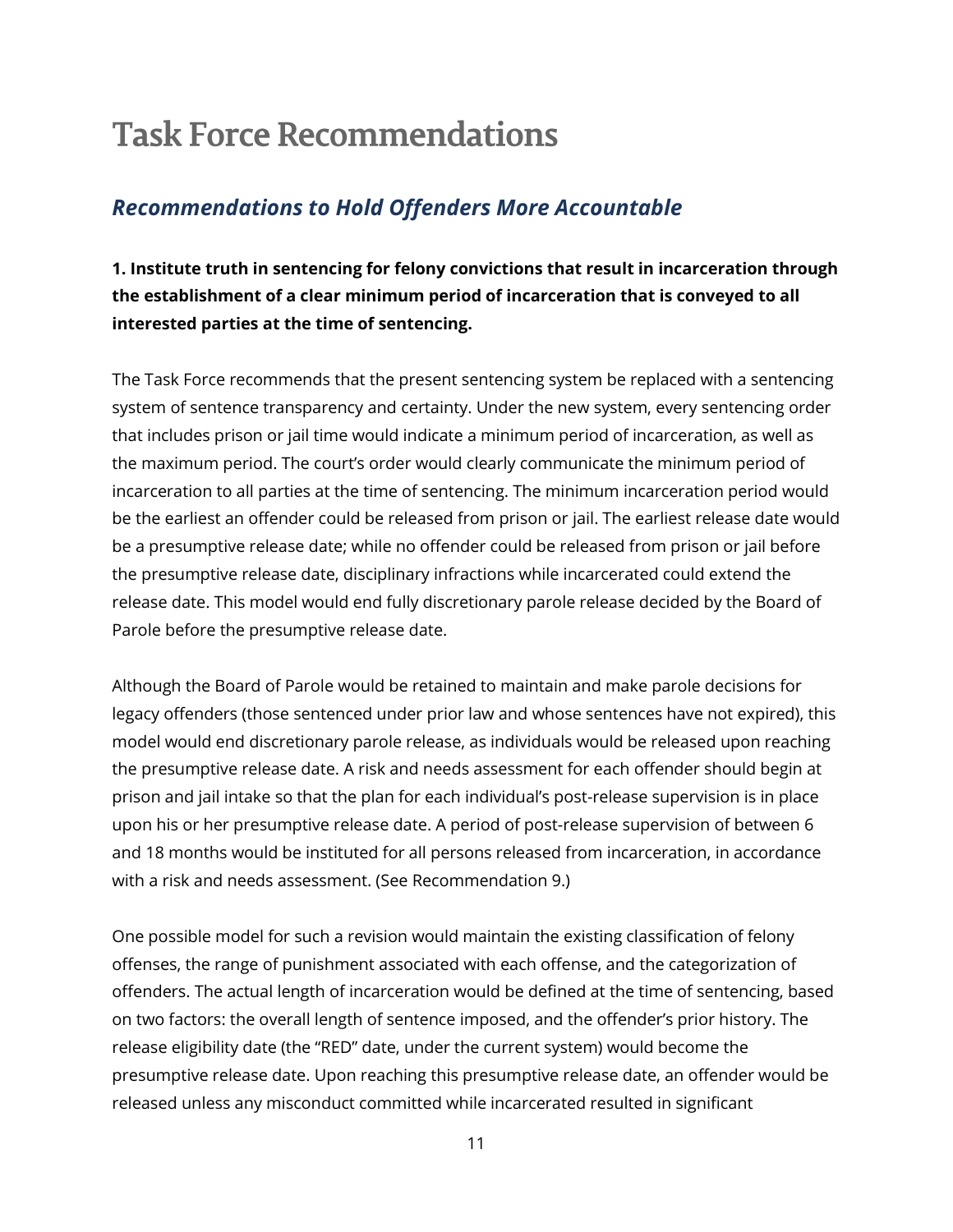# Task Force Recommendations

## *Recommendations to Hold Offenders More Accountable*

**1. Institute truth in sentencing for felony convictions that result in incarceration through the establishment of a clear minimum period of incarceration that is conveyed to all interested parties at the time of sentencing.**

The Task Force recommends that the present sentencing system be replaced with a sentencing system of sentence transparency and certainty. Under the new system, every sentencing order that includes prison or jail time would indicate a minimum period of incarceration, as well as the maximum period. The court's order would clearly communicate the minimum period of incarceration to all parties at the time of sentencing. The minimum incarceration period would be the earliest an offender could be released from prison or jail. The earliest release date would be a presumptive release date; while no offender could be released from prison or jail before the presumptive release date, disciplinary infractions while incarcerated could extend the release date. This model would end fully discretionary parole release decided by the Board of Parole before the presumptive release date.

Although the Board of Parole would be retained to maintain and make parole decisions for legacy offenders (those sentenced under prior law and whose sentences have not expired), this model would end discretionary parole release, as individuals would be released upon reaching the presumptive release date. A risk and needs assessment for each offender should begin at prison and jail intake so that the plan for each individual's post-release supervision is in place upon his or her presumptive release date. A period of post-release supervision of between 6 and 18 months would be instituted for all persons released from incarceration, in accordance with a risk and needs assessment. (See Recommendation 9.)

One possible model for such a revision would maintain the existing classification of felony offenses, the range of punishment associated with each offense, and the categorization of offenders. The actual length of incarceration would be defined at the time of sentencing, based on two factors: the overall length of sentence imposed, and the offender's prior history. The release eligibility date (the "RED" date, under the current system) would become the presumptive release date. Upon reaching this presumptive release date, an offender would be released unless any misconduct committed while incarcerated resulted in significant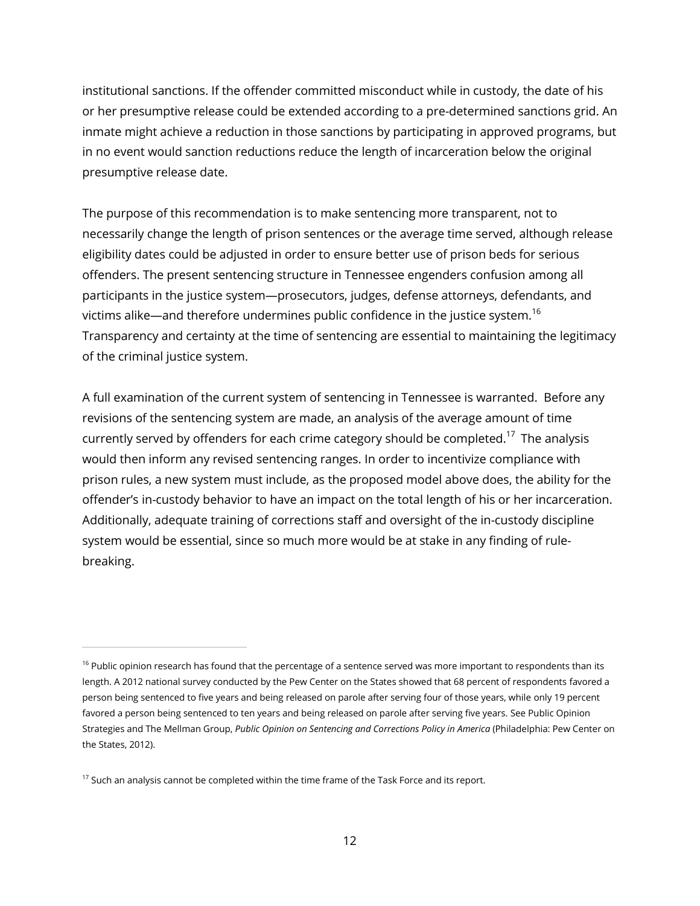institutional sanctions. If the offender committed misconduct while in custody, the date of his or her presumptive release could be extended according to a pre-determined sanctions grid. An inmate might achieve a reduction in those sanctions by participating in approved programs, but in no event would sanction reductions reduce the length of incarceration below the original presumptive release date.

The purpose of this recommendation is to make sentencing more transparent, not to necessarily change the length of prison sentences or the average time served, although release eligibility dates could be adjusted in order to ensure better use of prison beds for serious offenders. The present sentencing structure in Tennessee engenders confusion among all participants in the justice system—prosecutors, judges, defense attorneys, defendants, and victims alike—and therefore undermines public confidence in the justice system.[16] Transparency and certainty at the time of sentencing are essential to maintaining the legitimacy of the criminal justice system.

A full examination of the current system of sentencing in Tennessee is warranted. Before any revisions of the sentencing system are made, an analysis of the average amount of time currently served by offenders for each crime category should be completed.[17] The analysis would then inform any revised sentencing ranges. In order to incentivize compliance with prison rules, a new system must include, as the proposed model above does, the ability for the offender's in-custody behavior to have an impact on the total length of his or her incarceration. Additionally, adequate training of corrections staff and oversight of the in-custody discipline system would be essential, since so much more would be at stake in any finding of rule-breaking.

---

[16] Public opinion research has found that the percentage of a sentence served was more important to respondents than its length. A 2012 national survey conducted by the Pew Center on the States showed that 68 percent of respondents favored a person being sentenced to five years and being released on parole after serving four of those years, while only 19 percent favored a person being sentenced to ten years and being released on parole after serving five years. See Public Opinion Strategies and The Mellman Group, *Public Opinion on Sentencing and Corrections Policy in America* (Philadelphia: Pew Center on the States, 2012).

[17] Such an analysis cannot be completed within the time frame of the Task Force and its report.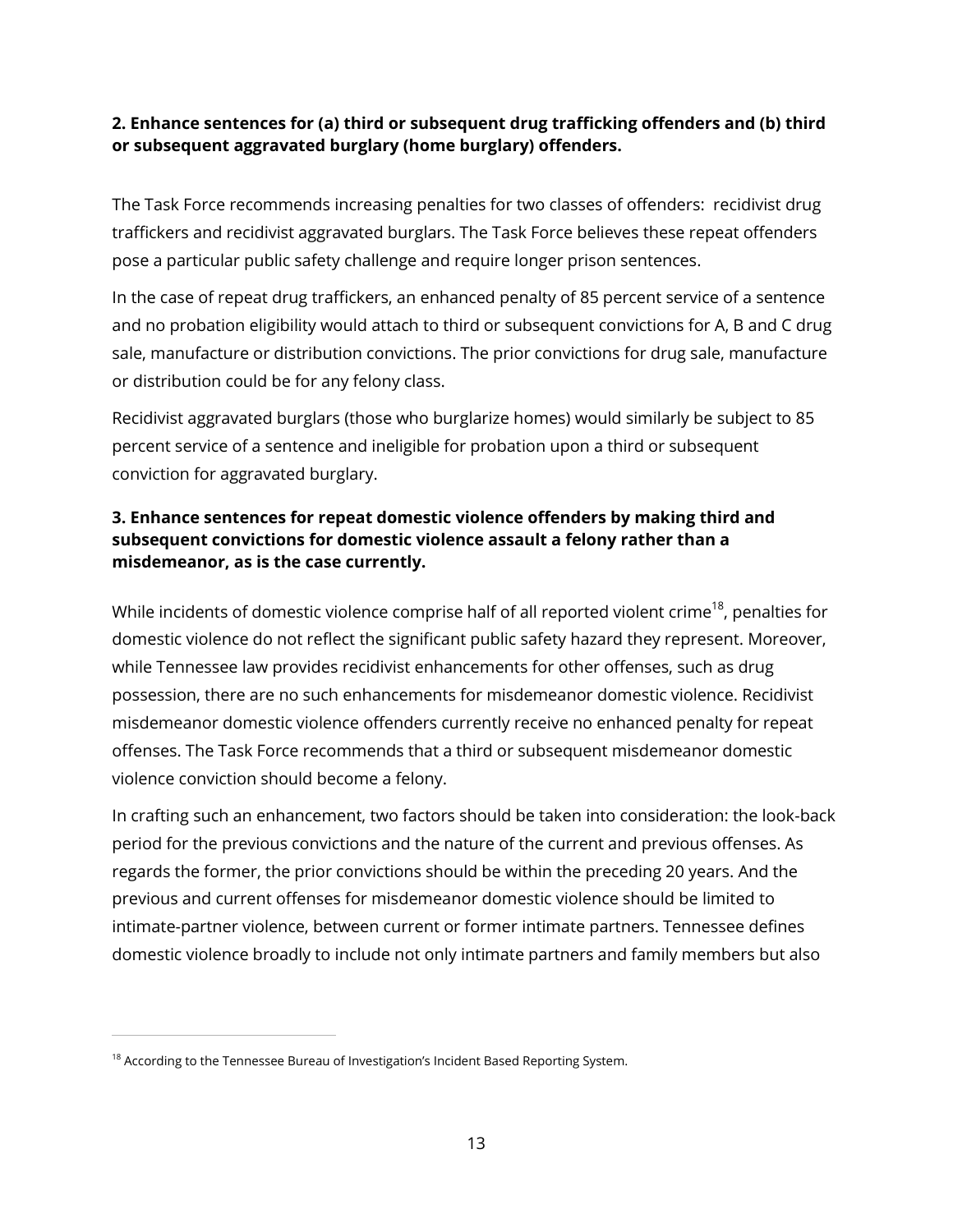**2. Enhance sentences for (a) third or subsequent drug trafficking offenders and (b) third or subsequent aggravated burglary (home burglary) offenders.**

The Task Force recommends increasing penalties for two classes of offenders: recidivist drug traffickers and recidivist aggravated burglars. The Task Force believes these repeat offenders pose a particular public safety challenge and require longer prison sentences.

In the case of repeat drug traffickers, an enhanced penalty of 85 percent service of a sentence and no probation eligibility would attach to third or subsequent convictions for A, B and C drug sale, manufacture or distribution convictions. The prior convictions for drug sale, manufacture or distribution could be for any felony class.

Recidivist aggravated burglars (those who burglarize homes) would similarly be subject to 85 percent service of a sentence and ineligible for probation upon a third or subsequent conviction for aggravated burglary.

**3. Enhance sentences for repeat domestic violence offenders by making third and subsequent convictions for domestic violence assault a felony rather than a misdemeanor, as is the case currently.**

While incidents of domestic violence comprise half of all reported violent crime[18], penalties for domestic violence do not reflect the significant public safety hazard they represent. Moreover, while Tennessee law provides recidivist enhancements for other offenses, such as drug possession, there are no such enhancements for misdemeanor domestic violence. Recidivist misdemeanor domestic violence offenders currently receive no enhanced penalty for repeat offenses. The Task Force recommends that a third or subsequent misdemeanor domestic violence conviction should become a felony.

In crafting such an enhancement, two factors should be taken into consideration: the look-back period for the previous convictions and the nature of the current and previous offenses. As regards the former, the prior convictions should be within the preceding 20 years. And the previous and current offenses for misdemeanor domestic violence should be limited to intimate-partner violence, between current or former intimate partners. Tennessee defines domestic violence broadly to include not only intimate partners and family members but also

[18] According to the Tennessee Bureau of Investigation's Incident Based Reporting System.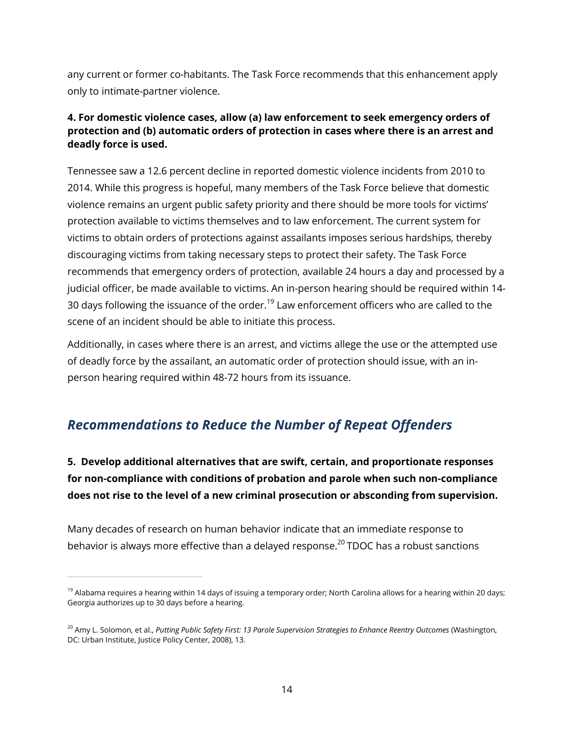any current or former co-habitants. The Task Force recommends that this enhancement apply only to intimate-partner violence.

**4. For domestic violence cases, allow (a) law enforcement to seek emergency orders of protection and (b) automatic orders of protection in cases where there is an arrest and deadly force is used.**

Tennessee saw a 12.6 percent decline in reported domestic violence incidents from 2010 to 2014. While this progress is hopeful, many members of the Task Force believe that domestic violence remains an urgent public safety priority and there should be more tools for victims' protection available to victims themselves and to law enforcement. The current system for victims to obtain orders of protections against assailants imposes serious hardships, thereby discouraging victims from taking necessary steps to protect their safety. The Task Force recommends that emergency orders of protection, available 24 hours a day and processed by a judicial officer, be made available to victims. An in-person hearing should be required within 14-30 days following the issuance of the order.[19] Law enforcement officers who are called to the scene of an incident should be able to initiate this process.

Additionally, in cases where there is an arrest, and victims allege the use or the attempted use of deadly force by the assailant, an automatic order of protection should issue, with an in-person hearing required within 48-72 hours from its issuance.

## *Recommendations to Reduce the Number of Repeat Offenders*

**5. Develop additional alternatives that are swift, certain, and proportionate responses for non-compliance with conditions of probation and parole when such non-compliance does not rise to the level of a new criminal prosecution or absconding from supervision.**

Many decades of research on human behavior indicate that an immediate response to behavior is always more effective than a delayed response.[20] TDOC has a robust sanctions

---

[19] Alabama requires a hearing within 14 days of issuing a temporary order; North Carolina allows for a hearing within 20 days; Georgia authorizes up to 30 days before a hearing.

[20] Amy L. Solomon, et al., *Putting Public Safety First: 13 Parole Supervision Strategies to Enhance Reentry Outcomes* (Washington, DC: Urban Institute, Justice Policy Center, 2008), 13.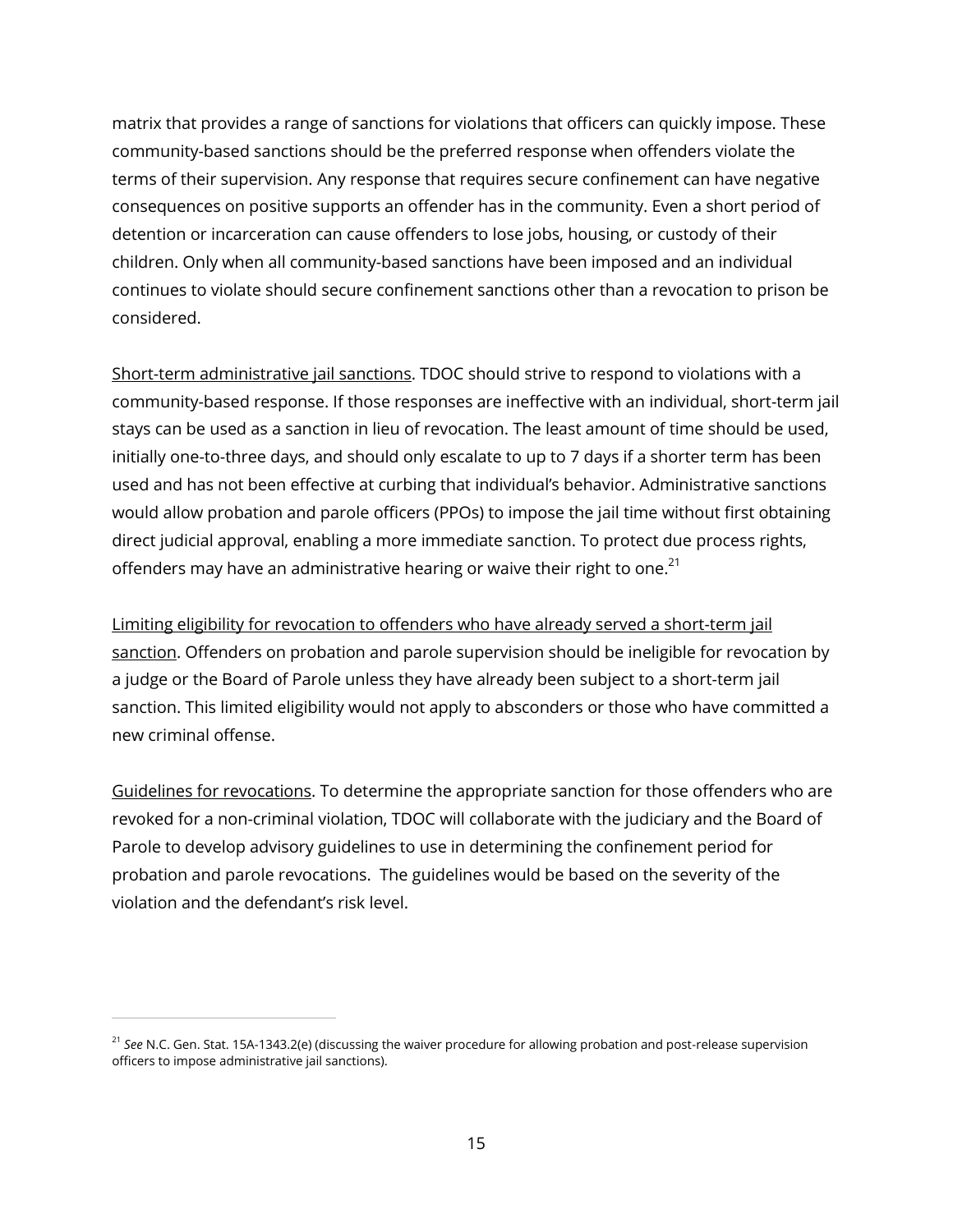matrix that provides a range of sanctions for violations that officers can quickly impose. These community-based sanctions should be the preferred response when offenders violate the terms of their supervision. Any response that requires secure confinement can have negative consequences on positive supports an offender has in the community. Even a short period of detention or incarceration can cause offenders to lose jobs, housing, or custody of their children. Only when all community-based sanctions have been imposed and an individual continues to violate should secure confinement sanctions other than a revocation to prison be considered.

<u>Short-term administrative jail sanctions</u>. TDOC should strive to respond to violations with a community-based response. If those responses are ineffective with an individual, short-term jail stays can be used as a sanction in lieu of revocation. The least amount of time should be used, initially one-to-three days, and should only escalate to up to 7 days if a shorter term has been used and has not been effective at curbing that individual's behavior. Administrative sanctions would allow probation and parole officers (PPOs) to impose the jail time without first obtaining direct judicial approval, enabling a more immediate sanction. To protect due process rights, offenders may have an administrative hearing or waive their right to one.[21]

<u>Limiting eligibility for revocation to offenders who have already served a short-term jail sanction</u>. Offenders on probation and parole supervision should be ineligible for revocation by a judge or the Board of Parole unless they have already been subject to a short-term jail sanction. This limited eligibility would not apply to absconders or those who have committed a new criminal offense.

<u>Guidelines for revocations</u>. To determine the appropriate sanction for those offenders who are revoked for a non-criminal violation, TDOC will collaborate with the judiciary and the Board of Parole to develop advisory guidelines to use in determining the confinement period for probation and parole revocations. The guidelines would be based on the severity of the violation and the defendant's risk level.

---

[21] *See* N.C. Gen. Stat. 15A-1343.2(e) (discussing the waiver procedure for allowing probation and post-release supervision officers to impose administrative jail sanctions).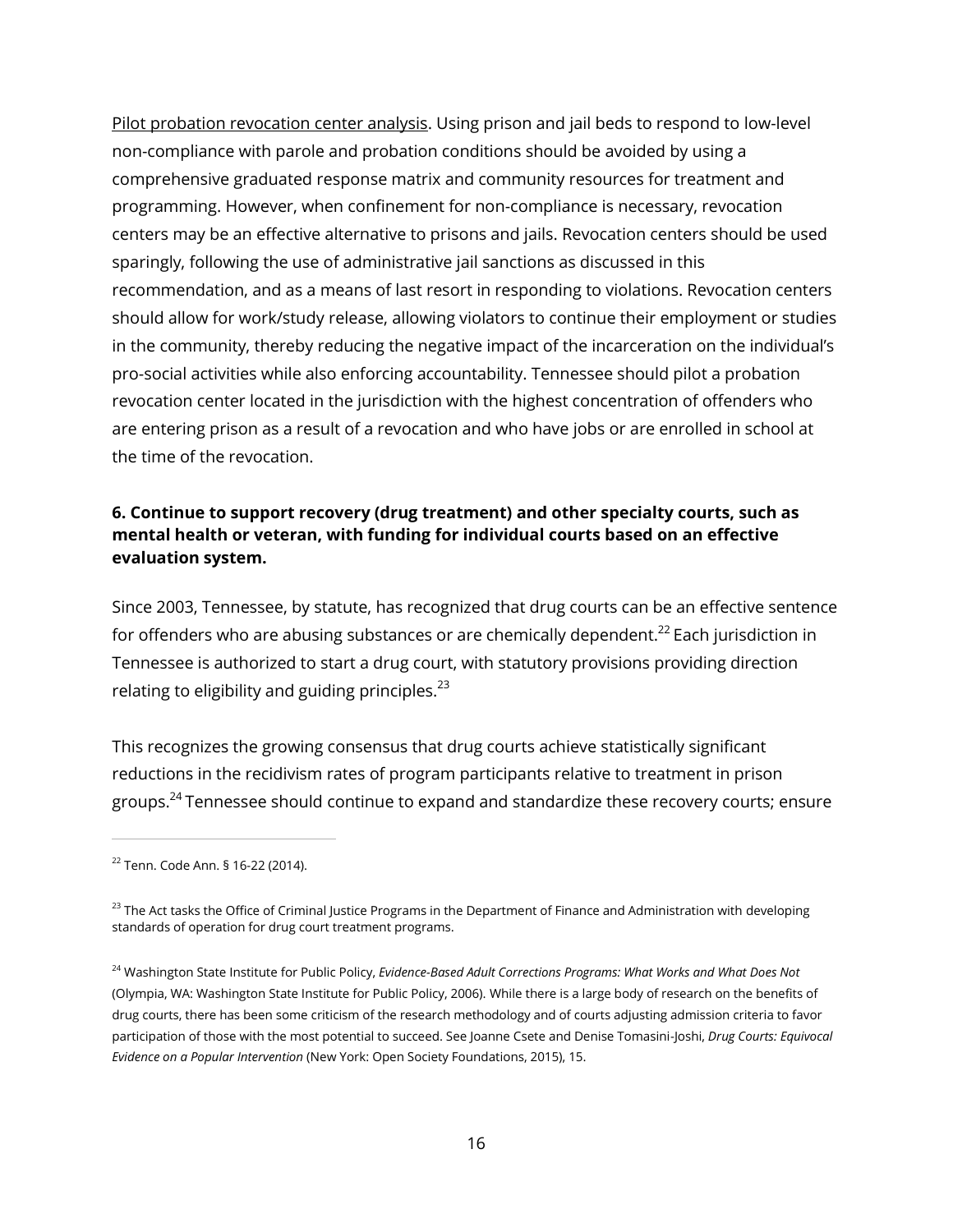Pilot probation revocation center analysis. Using prison and jail beds to respond to low-level non-compliance with parole and probation conditions should be avoided by using a comprehensive graduated response matrix and community resources for treatment and programming. However, when confinement for non-compliance is necessary, revocation centers may be an effective alternative to prisons and jails. Revocation centers should be used sparingly, following the use of administrative jail sanctions as discussed in this recommendation, and as a means of last resort in responding to violations. Revocation centers should allow for work/study release, allowing violators to continue their employment or studies in the community, thereby reducing the negative impact of the incarceration on the individual's pro-social activities while also enforcing accountability. Tennessee should pilot a probation revocation center located in the jurisdiction with the highest concentration of offenders who are entering prison as a result of a revocation and who have jobs or are enrolled in school at the time of the revocation.

**6. Continue to support recovery (drug treatment) and other specialty courts, such as mental health or veteran, with funding for individual courts based on an effective evaluation system.**

Since 2003, Tennessee, by statute, has recognized that drug courts can be an effective sentence for offenders who are abusing substances or are chemically dependent.[22] Each jurisdiction in Tennessee is authorized to start a drug court, with statutory provisions providing direction relating to eligibility and guiding principles.[23]

This recognizes the growing consensus that drug courts achieve statistically significant reductions in the recidivism rates of program participants relative to treatment in prison groups.[24] Tennessee should continue to expand and standardize these recovery courts; ensure

---

[22] Tenn. Code Ann. § 16-22 (2014).

[23] The Act tasks the Office of Criminal Justice Programs in the Department of Finance and Administration with developing standards of operation for drug court treatment programs.

[24] Washington State Institute for Public Policy, *Evidence-Based Adult Corrections Programs: What Works and What Does Not* (Olympia, WA: Washington State Institute for Public Policy, 2006). While there is a large body of research on the benefits of drug courts, there has been some criticism of the research methodology and of courts adjusting admission criteria to favor participation of those with the most potential to succeed. See Joanne Csete and Denise Tomasini-Joshi, *Drug Courts: Equivocal Evidence on a Popular Intervention* (New York: Open Society Foundations, 2015), 15.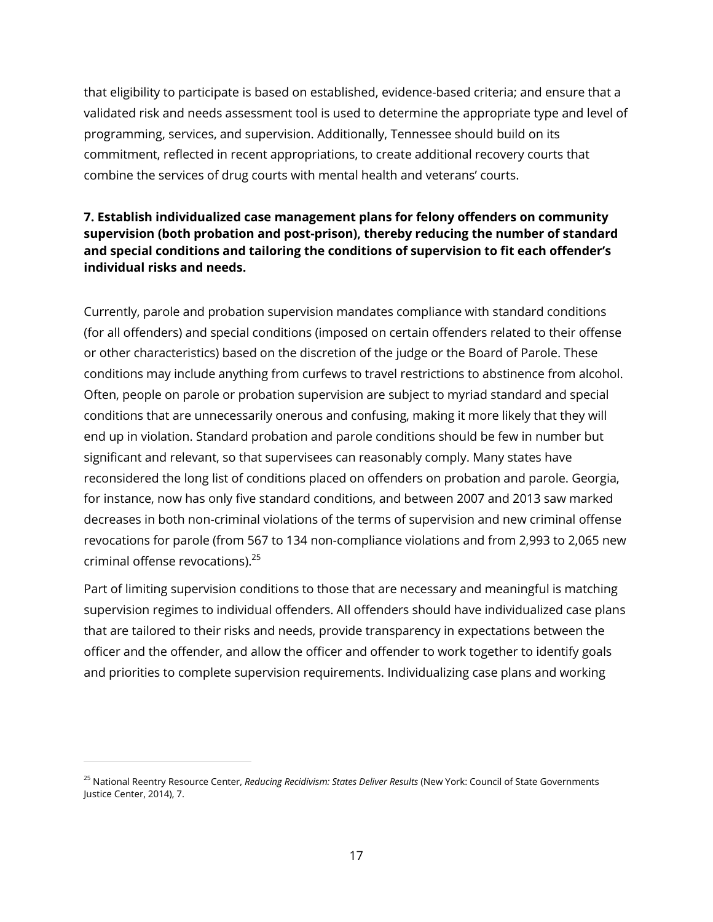that eligibility to participate is based on established, evidence-based criteria; and ensure that a validated risk and needs assessment tool is used to determine the appropriate type and level of programming, services, and supervision. Additionally, Tennessee should build on its commitment, reflected in recent appropriations, to create additional recovery courts that combine the services of drug courts with mental health and veterans' courts.

**7. Establish individualized case management plans for felony offenders on community supervision (both probation and post-prison), thereby reducing the number of standard and special conditions and tailoring the conditions of supervision to fit each offender's individual risks and needs.**

Currently, parole and probation supervision mandates compliance with standard conditions (for all offenders) and special conditions (imposed on certain offenders related to their offense or other characteristics) based on the discretion of the judge or the Board of Parole. These conditions may include anything from curfews to travel restrictions to abstinence from alcohol. Often, people on parole or probation supervision are subject to myriad standard and special conditions that are unnecessarily onerous and confusing, making it more likely that they will end up in violation. Standard probation and parole conditions should be few in number but significant and relevant, so that supervisees can reasonably comply. Many states have reconsidered the long list of conditions placed on offenders on probation and parole. Georgia, for instance, now has only five standard conditions, and between 2007 and 2013 saw marked decreases in both non-criminal violations of the terms of supervision and new criminal offense revocations for parole (from 567 to 134 non-compliance violations and from 2,993 to 2,065 new criminal offense revocations).[25]

Part of limiting supervision conditions to those that are necessary and meaningful is matching supervision regimes to individual offenders. All offenders should have individualized case plans that are tailored to their risks and needs, provide transparency in expectations between the officer and the offender, and allow the officer and offender to work together to identify goals and priorities to complete supervision requirements. Individualizing case plans and working

[25] National Reentry Resource Center, *Reducing Recidivism: States Deliver Results* (New York: Council of State Governments Justice Center, 2014), 7.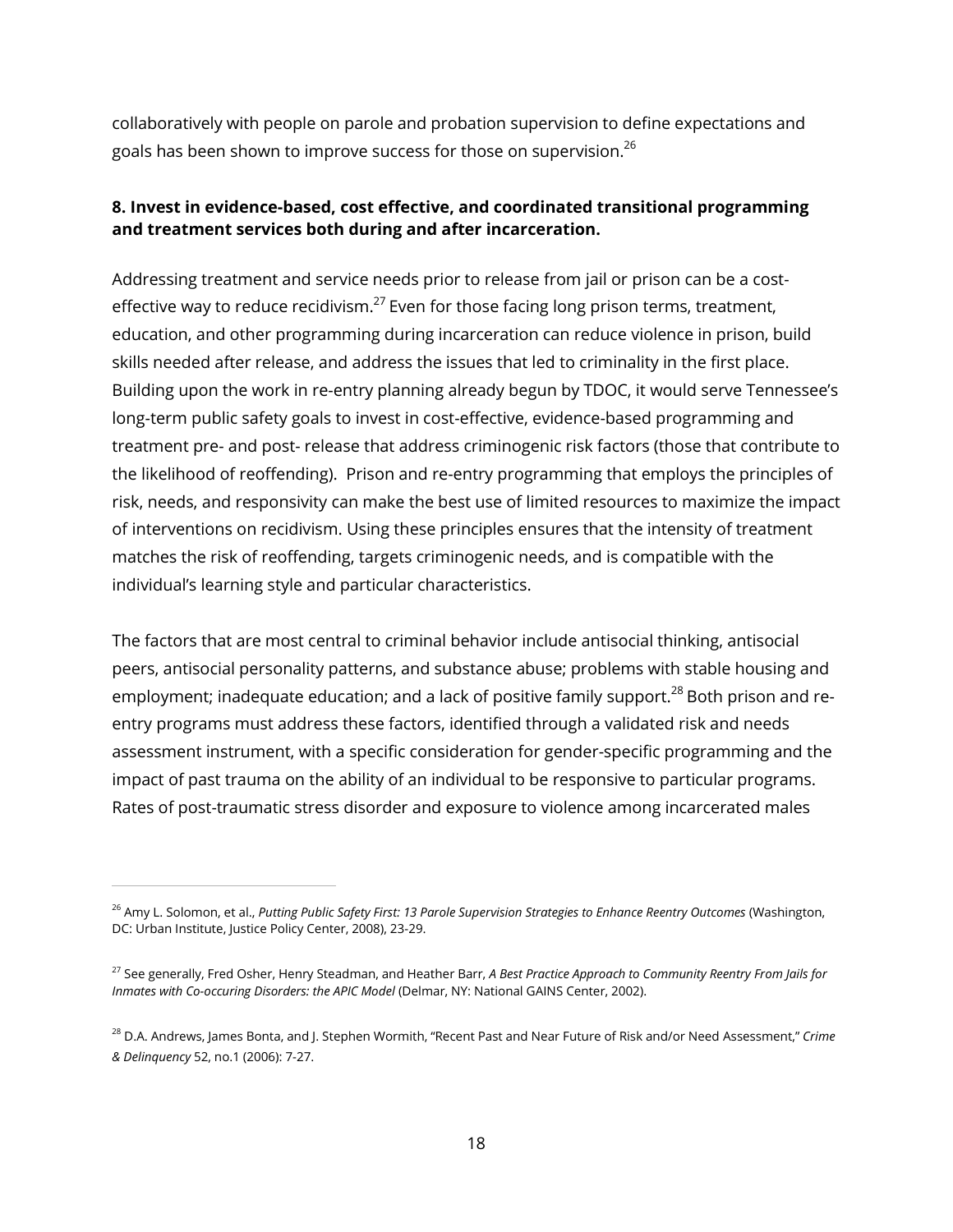collaboratively with people on parole and probation supervision to define expectations and goals has been shown to improve success for those on supervision.[26]

**8. Invest in evidence-based, cost effective, and coordinated transitional programming and treatment services both during and after incarceration.**

Addressing treatment and service needs prior to release from jail or prison can be a cost-effective way to reduce recidivism.[27] Even for those facing long prison terms, treatment, education, and other programming during incarceration can reduce violence in prison, build skills needed after release, and address the issues that led to criminality in the first place. Building upon the work in re-entry planning already begun by TDOC, it would serve Tennessee's long-term public safety goals to invest in cost-effective, evidence-based programming and treatment pre- and post- release that address criminogenic risk factors (those that contribute to the likelihood of reoffending). Prison and re-entry programming that employs the principles of risk, needs, and responsivity can make the best use of limited resources to maximize the impact of interventions on recidivism. Using these principles ensures that the intensity of treatment matches the risk of reoffending, targets criminogenic needs, and is compatible with the individual's learning style and particular characteristics.

The factors that are most central to criminal behavior include antisocial thinking, antisocial peers, antisocial personality patterns, and substance abuse; problems with stable housing and employment; inadequate education; and a lack of positive family support.[28] Both prison and re-entry programs must address these factors, identified through a validated risk and needs assessment instrument, with a specific consideration for gender-specific programming and the impact of past trauma on the ability of an individual to be responsive to particular programs. Rates of post-traumatic stress disorder and exposure to violence among incarcerated males

---

[26] Amy L. Solomon, et al., *Putting Public Safety First: 13 Parole Supervision Strategies to Enhance Reentry Outcomes* (Washington, DC: Urban Institute, Justice Policy Center, 2008), 23-29.

[27] See generally, Fred Osher, Henry Steadman, and Heather Barr, *A Best Practice Approach to Community Reentry From Jails for Inmates with Co-occuring Disorders: the APIC Model* (Delmar, NY: National GAINS Center, 2002).

[28] D.A. Andrews, James Bonta, and J. Stephen Wormith, "Recent Past and Near Future of Risk and/or Need Assessment," *Crime & Delinquency* 52, no.1 (2006): 7-27.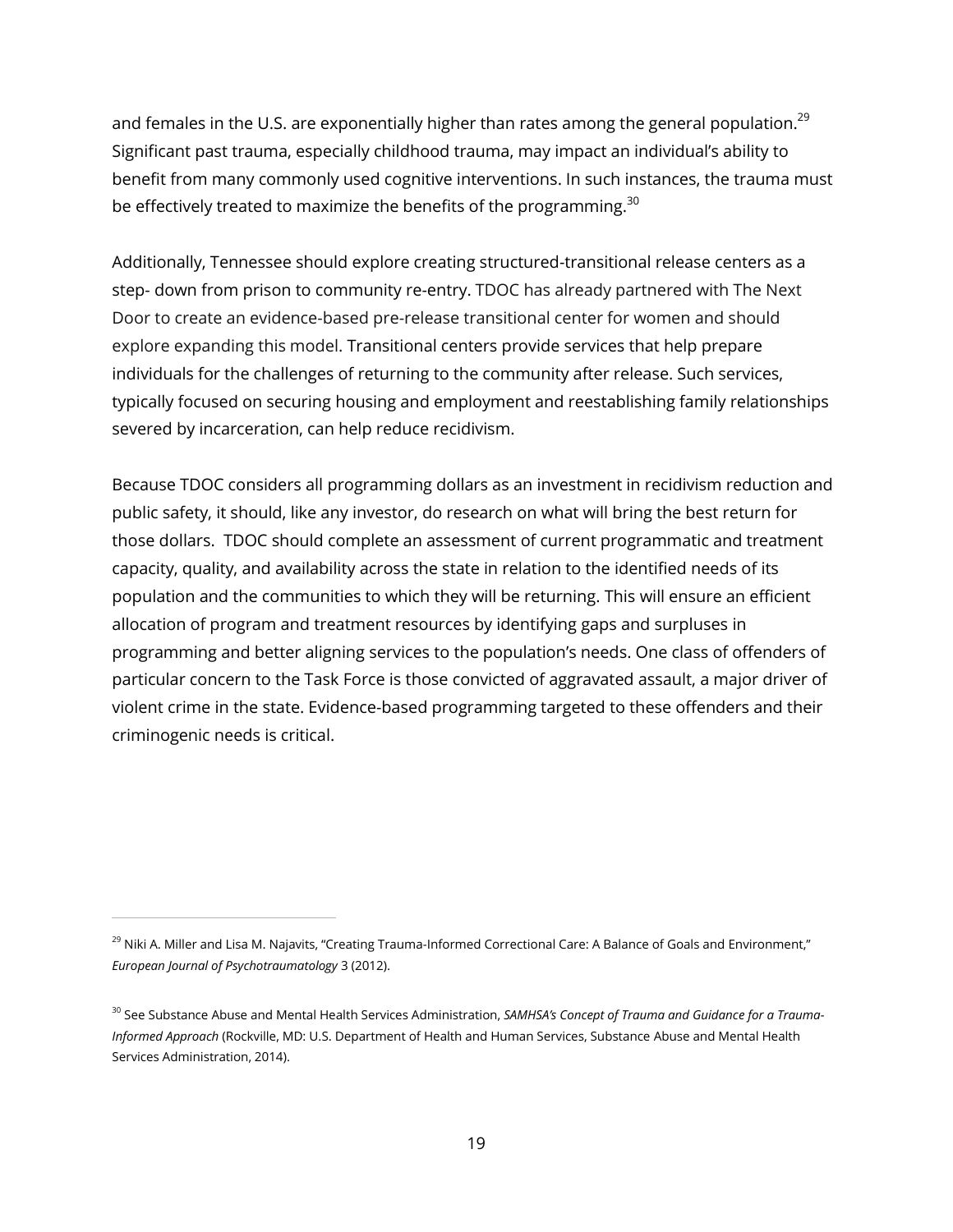and females in the U.S. are exponentially higher than rates among the general population.[29] Significant past trauma, especially childhood trauma, may impact an individual's ability to benefit from many commonly used cognitive interventions. In such instances, the trauma must be effectively treated to maximize the benefits of the programming.[30]

Additionally, Tennessee should explore creating structured-transitional release centers as a step- down from prison to community re-entry. TDOC has already partnered with The Next Door to create an evidence-based pre-release transitional center for women and should explore expanding this model. Transitional centers provide services that help prepare individuals for the challenges of returning to the community after release. Such services, typically focused on securing housing and employment and reestablishing family relationships severed by incarceration, can help reduce recidivism.

Because TDOC considers all programming dollars as an investment in recidivism reduction and public safety, it should, like any investor, do research on what will bring the best return for those dollars. TDOC should complete an assessment of current programmatic and treatment capacity, quality, and availability across the state in relation to the identified needs of its population and the communities to which they will be returning. This will ensure an efficient allocation of program and treatment resources by identifying gaps and surpluses in programming and better aligning services to the population's needs. One class of offenders of particular concern to the Task Force is those convicted of aggravated assault, a major driver of violent crime in the state. Evidence-based programming targeted to these offenders and their criminogenic needs is critical.

---

[29] Niki A. Miller and Lisa M. Najavits, "Creating Trauma-Informed Correctional Care: A Balance of Goals and Environment," *European Journal of Psychotraumatology* 3 (2012).

[30] See Substance Abuse and Mental Health Services Administration, *SAMHSA's Concept of Trauma and Guidance for a Trauma-Informed Approach* (Rockville, MD: U.S. Department of Health and Human Services, Substance Abuse and Mental Health Services Administration, 2014).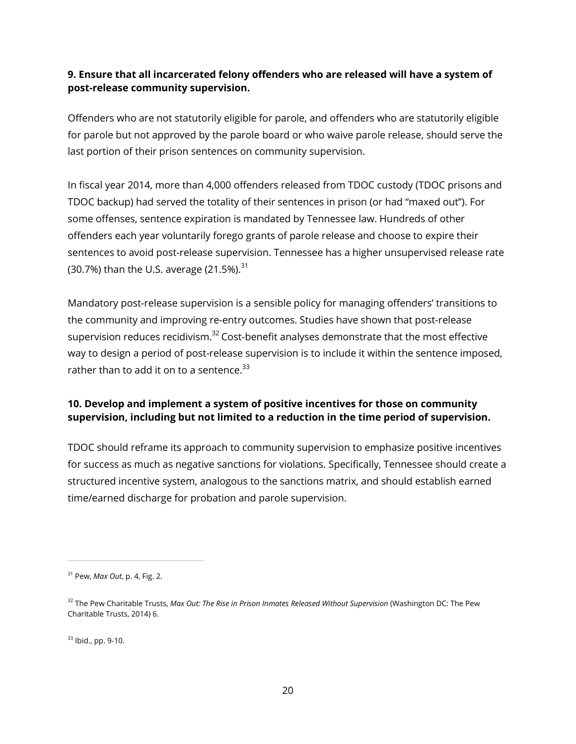**9. Ensure that all incarcerated felony offenders who are released will have a system of post-release community supervision.**

Offenders who are not statutorily eligible for parole, and offenders who are statutorily eligible for parole but not approved by the parole board or who waive parole release, should serve the last portion of their prison sentences on community supervision.

In fiscal year 2014, more than 4,000 offenders released from TDOC custody (TDOC prisons and TDOC backup) had served the totality of their sentences in prison (or had "maxed out"). For some offenses, sentence expiration is mandated by Tennessee law. Hundreds of other offenders each year voluntarily forego grants of parole release and choose to expire their sentences to avoid post-release supervision. Tennessee has a higher unsupervised release rate (30.7%) than the U.S. average (21.5%).[31]

Mandatory post-release supervision is a sensible policy for managing offenders' transitions to the community and improving re-entry outcomes. Studies have shown that post-release supervision reduces recidivism.[32] Cost-benefit analyses demonstrate that the most effective way to design a period of post-release supervision is to include it within the sentence imposed, rather than to add it on to a sentence.[33]

**10. Develop and implement a system of positive incentives for those on community supervision, including but not limited to a reduction in the time period of supervision.**

TDOC should reframe its approach to community supervision to emphasize positive incentives for success as much as negative sanctions for violations. Specifically, Tennessee should create a structured incentive system, analogous to the sanctions matrix, and should establish earned time/earned discharge for probation and parole supervision.

---

[31] Pew, *Max Out*, p. 4, Fig. 2.

[32] The Pew Charitable Trusts, *Max Out: The Rise in Prison Inmates Released Without Supervision* (Washington DC: The Pew Charitable Trusts, 2014) 6.

[33] Ibid., pp. 9-10.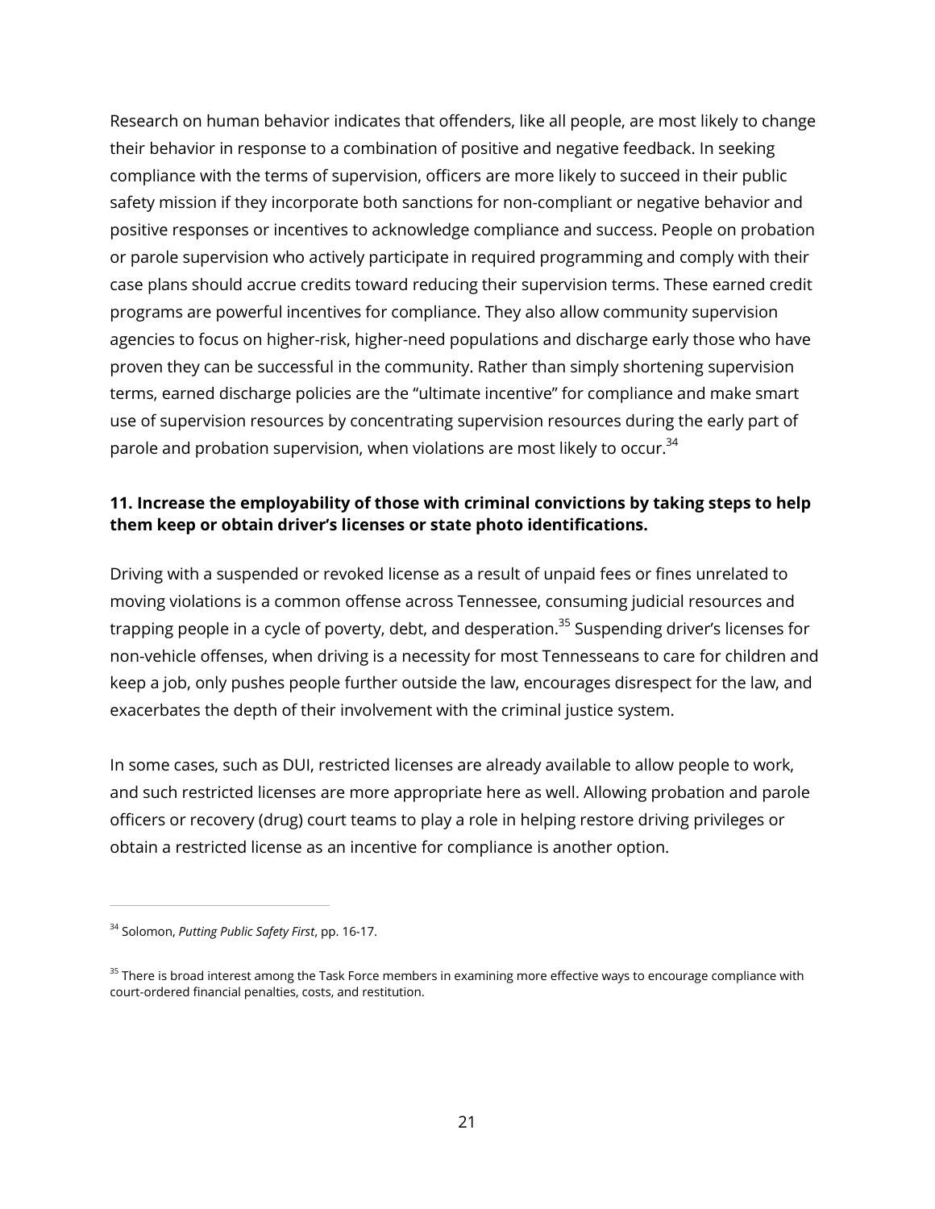Research on human behavior indicates that offenders, like all people, are most likely to change their behavior in response to a combination of positive and negative feedback. In seeking compliance with the terms of supervision, officers are more likely to succeed in their public safety mission if they incorporate both sanctions for non-compliant or negative behavior and positive responses or incentives to acknowledge compliance and success. People on probation or parole supervision who actively participate in required programming and comply with their case plans should accrue credits toward reducing their supervision terms. These earned credit programs are powerful incentives for compliance. They also allow community supervision agencies to focus on higher-risk, higher-need populations and discharge early those who have proven they can be successful in the community. Rather than simply shortening supervision terms, earned discharge policies are the "ultimate incentive" for compliance and make smart use of supervision resources by concentrating supervision resources during the early part of parole and probation supervision, when violations are most likely to occur.[34]

**11. Increase the employability of those with criminal convictions by taking steps to help them keep or obtain driver's licenses or state photo identifications.**

Driving with a suspended or revoked license as a result of unpaid fees or fines unrelated to moving violations is a common offense across Tennessee, consuming judicial resources and trapping people in a cycle of poverty, debt, and desperation.[35] Suspending driver's licenses for non-vehicle offenses, when driving is a necessity for most Tennesseans to care for children and keep a job, only pushes people further outside the law, encourages disrespect for the law, and exacerbates the depth of their involvement with the criminal justice system.

In some cases, such as DUI, restricted licenses are already available to allow people to work, and such restricted licenses are more appropriate here as well. Allowing probation and parole officers or recovery (drug) court teams to play a role in helping restore driving privileges or obtain a restricted license as an incentive for compliance is another option.

---

[34] Solomon, *Putting Public Safety First*, pp. 16-17.

[35] There is broad interest among the Task Force members in examining more effective ways to encourage compliance with court-ordered financial penalties, costs, and restitution.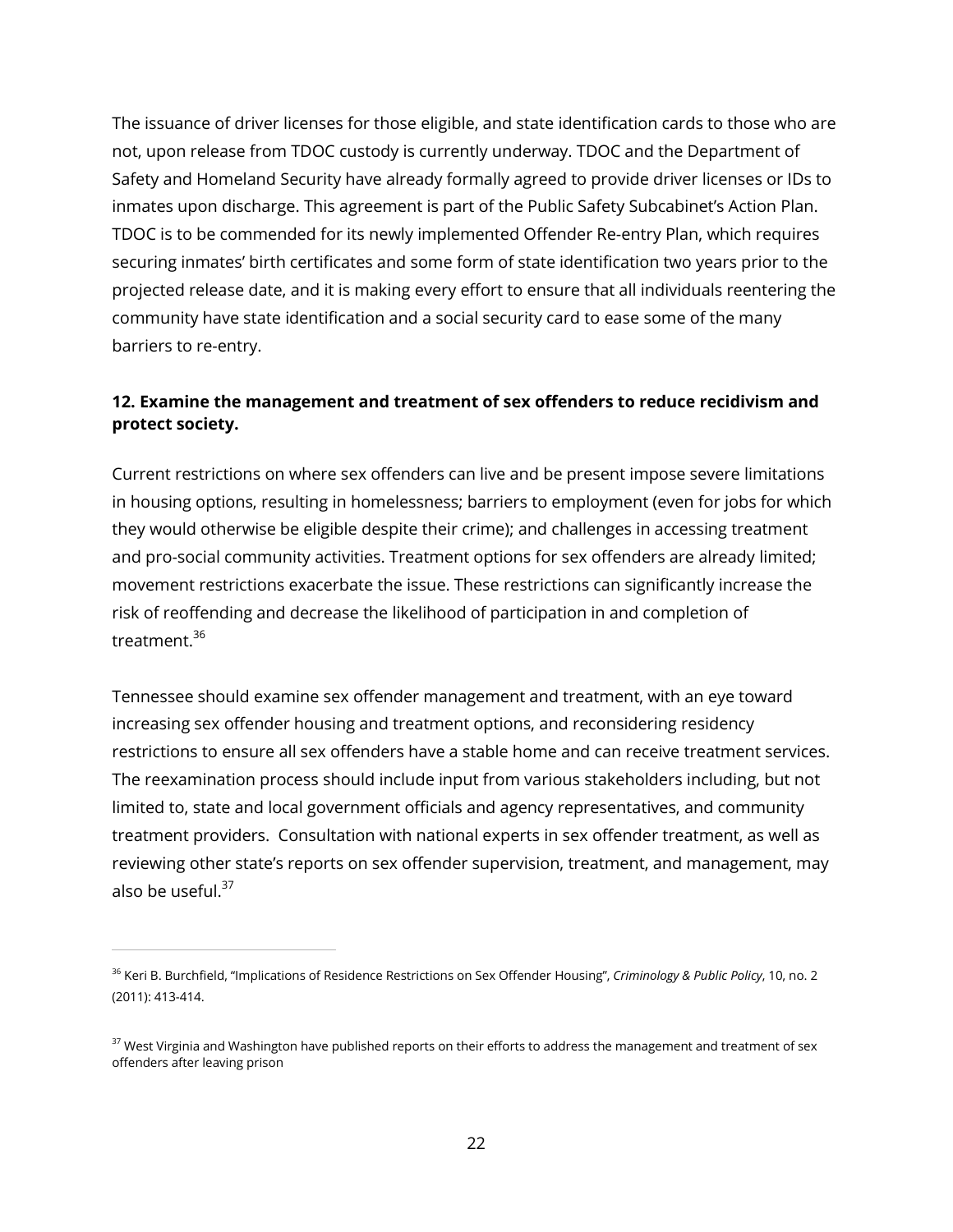The issuance of driver licenses for those eligible, and state identification cards to those who are not, upon release from TDOC custody is currently underway. TDOC and the Department of Safety and Homeland Security have already formally agreed to provide driver licenses or IDs to inmates upon discharge. This agreement is part of the Public Safety Subcabinet's Action Plan. TDOC is to be commended for its newly implemented Offender Re-entry Plan, which requires securing inmates' birth certificates and some form of state identification two years prior to the projected release date, and it is making every effort to ensure that all individuals reentering the community have state identification and a social security card to ease some of the many barriers to re-entry.

**12. Examine the management and treatment of sex offenders to reduce recidivism and protect society.**

Current restrictions on where sex offenders can live and be present impose severe limitations in housing options, resulting in homelessness; barriers to employment (even for jobs for which they would otherwise be eligible despite their crime); and challenges in accessing treatment and pro-social community activities. Treatment options for sex offenders are already limited; movement restrictions exacerbate the issue. These restrictions can significantly increase the risk of reoffending and decrease the likelihood of participation in and completion of treatment.[36]

Tennessee should examine sex offender management and treatment, with an eye toward increasing sex offender housing and treatment options, and reconsidering residency restrictions to ensure all sex offenders have a stable home and can receive treatment services. The reexamination process should include input from various stakeholders including, but not limited to, state and local government officials and agency representatives, and community treatment providers. Consultation with national experts in sex offender treatment, as well as reviewing other state's reports on sex offender supervision, treatment, and management, may also be useful.[37]

---

[36] Keri B. Burchfield, "Implications of Residence Restrictions on Sex Offender Housing", *Criminology & Public Policy*, 10, no. 2 (2011): 413-414.

[37] West Virginia and Washington have published reports on their efforts to address the management and treatment of sex offenders after leaving prison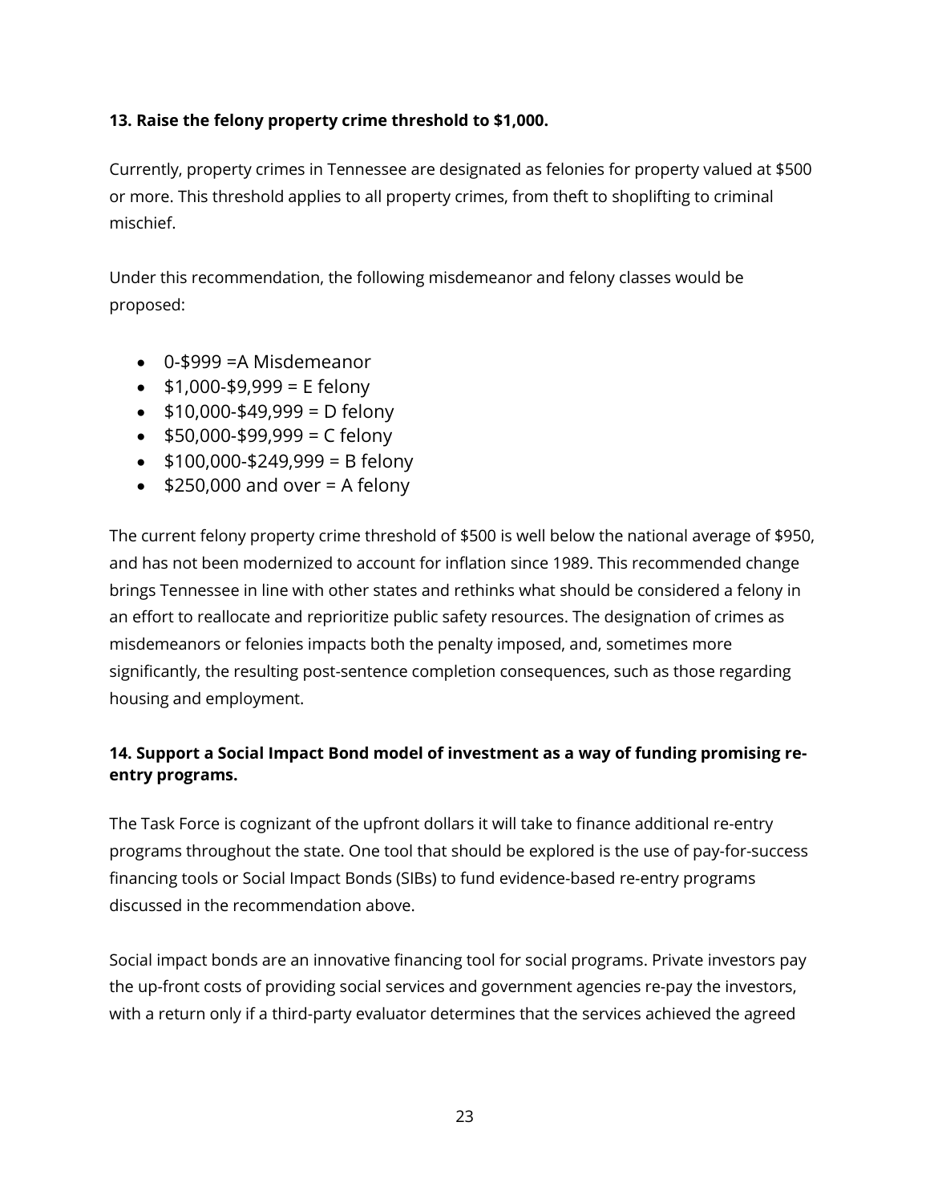**13. Raise the felony property crime threshold to $1,000.**

Currently, property crimes in Tennessee are designated as felonies for property valued at $500 or more. This threshold applies to all property crimes, from theft to shoplifting to criminal mischief.

Under this recommendation, the following misdemeanor and felony classes would be proposed:

- 0-$999 =A Misdemeanor
- $1,000-$9,999 = E felony
- $10,000-$49,999 = D felony
- $50,000-$99,999 = C felony
- $100,000-$249,999 = B felony
- $250,000 and over = A felony

The current felony property crime threshold of $500 is well below the national average of $950, and has not been modernized to account for inflation since 1989. This recommended change brings Tennessee in line with other states and rethinks what should be considered a felony in an effort to reallocate and reprioritize public safety resources. The designation of crimes as misdemeanors or felonies impacts both the penalty imposed, and, sometimes more significantly, the resulting post-sentence completion consequences, such as those regarding housing and employment.

**14. Support a Social Impact Bond model of investment as a way of funding promising re-entry programs.**

The Task Force is cognizant of the upfront dollars it will take to finance additional re-entry programs throughout the state. One tool that should be explored is the use of pay-for-success financing tools or Social Impact Bonds (SIBs) to fund evidence-based re-entry programs discussed in the recommendation above.

Social impact bonds are an innovative financing tool for social programs. Private investors pay the up-front costs of providing social services and government agencies re-pay the investors, with a return only if a third-party evaluator determines that the services achieved the agreed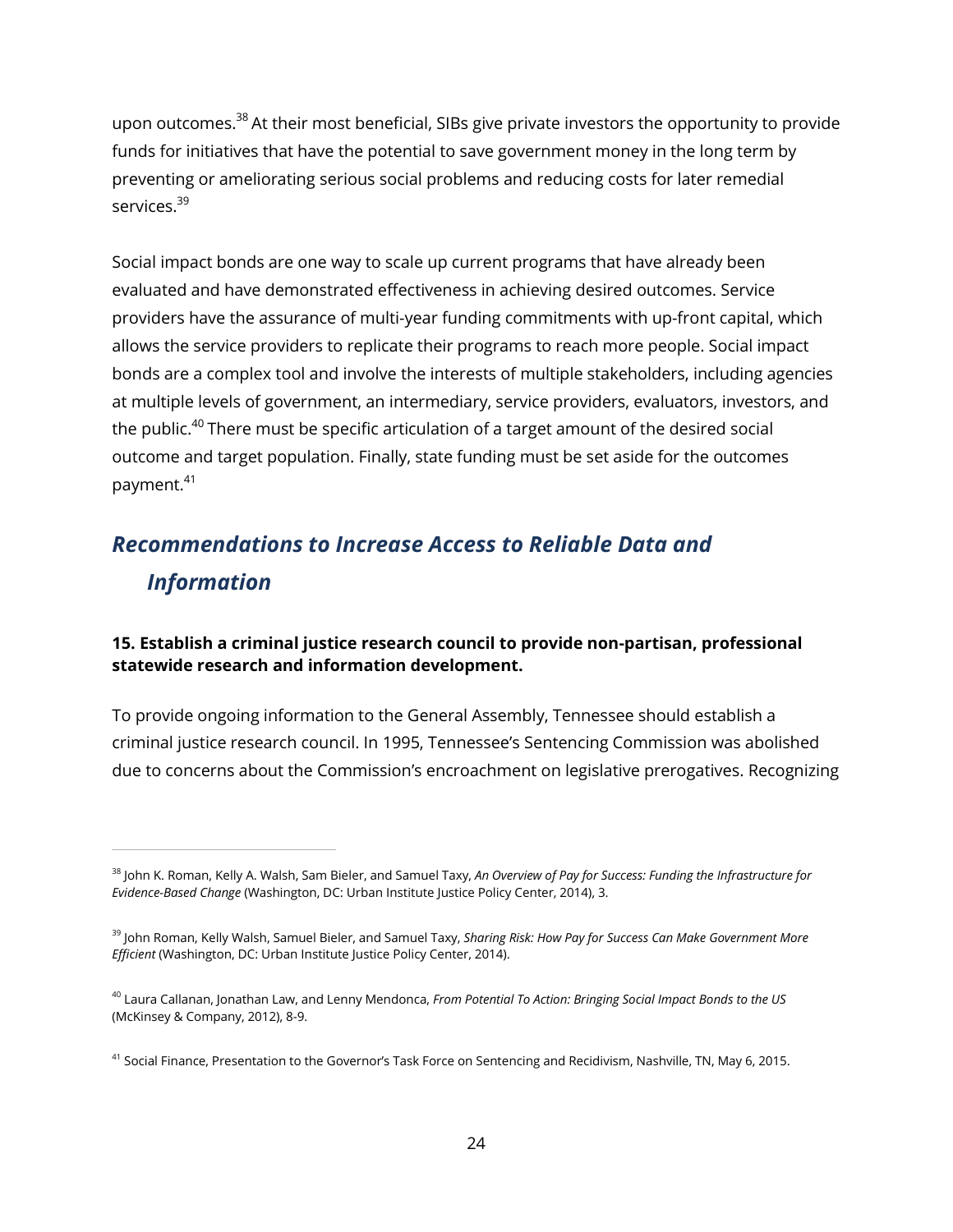upon outcomes.[38] At their most beneficial, SIBs give private investors the opportunity to provide funds for initiatives that have the potential to save government money in the long term by preventing or ameliorating serious social problems and reducing costs for later remedial services.[39]

Social impact bonds are one way to scale up current programs that have already been evaluated and have demonstrated effectiveness in achieving desired outcomes. Service providers have the assurance of multi-year funding commitments with up-front capital, which allows the service providers to replicate their programs to reach more people. Social impact bonds are a complex tool and involve the interests of multiple stakeholders, including agencies at multiple levels of government, an intermediary, service providers, evaluators, investors, and the public.[40] There must be specific articulation of a target amount of the desired social outcome and target population. Finally, state funding must be set aside for the outcomes payment.[41]

## *Recommendations to Increase Access to Reliable Data and Information*

**15. Establish a criminal justice research council to provide non-partisan, professional statewide research and information development.**

To provide ongoing information to the General Assembly, Tennessee should establish a criminal justice research council. In 1995, Tennessee's Sentencing Commission was abolished due to concerns about the Commission's encroachment on legislative prerogatives. Recognizing

---

[38] John K. Roman, Kelly A. Walsh, Sam Bieler, and Samuel Taxy, *An Overview of Pay for Success: Funding the Infrastructure for Evidence-Based Change* (Washington, DC: Urban Institute Justice Policy Center, 2014), 3.

[39] John Roman, Kelly Walsh, Samuel Bieler, and Samuel Taxy, *Sharing Risk: How Pay for Success Can Make Government More Efficient* (Washington, DC: Urban Institute Justice Policy Center, 2014).

[40] Laura Callanan, Jonathan Law, and Lenny Mendonca, *From Potential To Action: Bringing Social Impact Bonds to the US* (McKinsey & Company, 2012), 8-9.

[41] Social Finance, Presentation to the Governor's Task Force on Sentencing and Recidivism, Nashville, TN, May 6, 2015.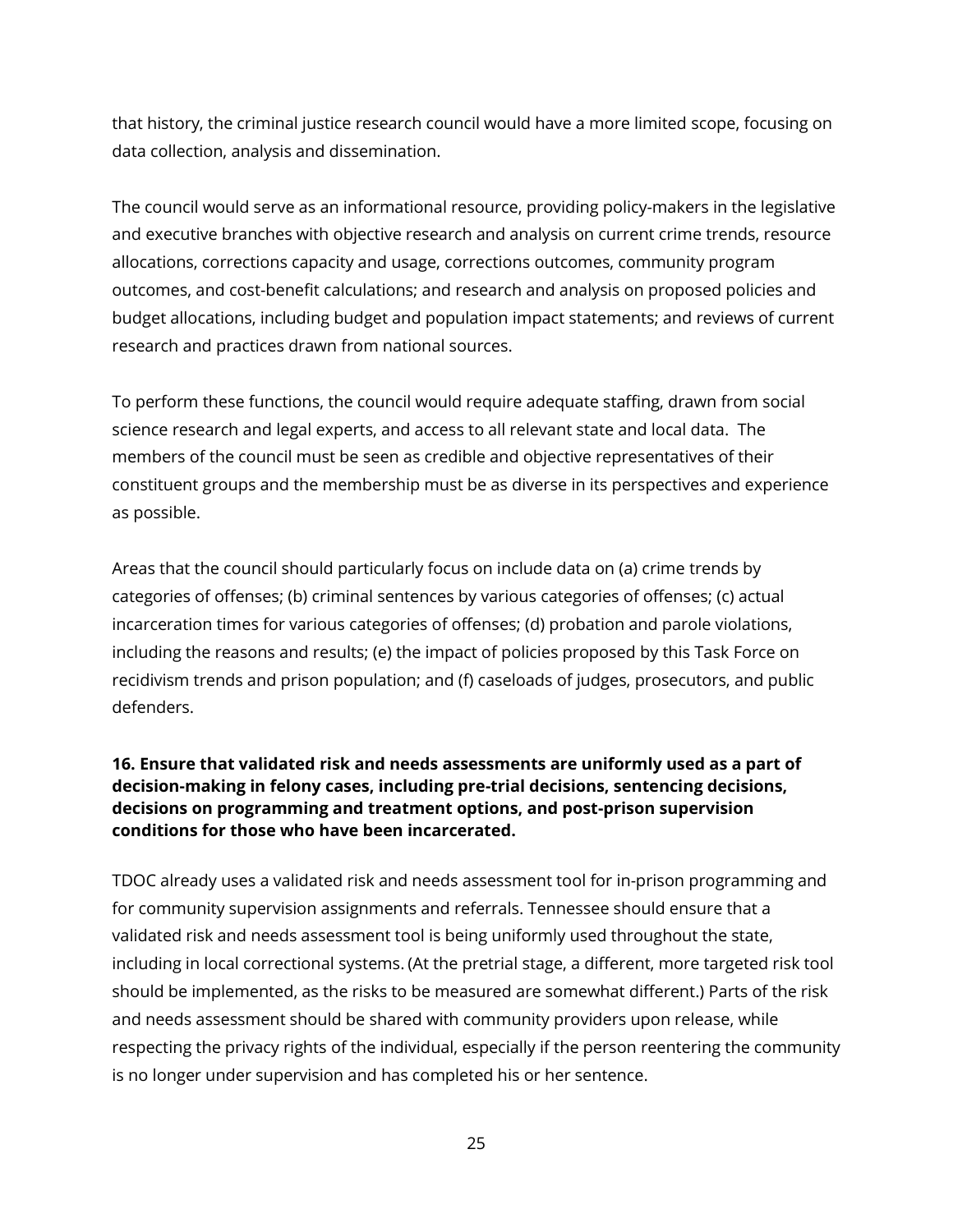that history, the criminal justice research council would have a more limited scope, focusing on data collection, analysis and dissemination.

The council would serve as an informational resource, providing policy-makers in the legislative and executive branches with objective research and analysis on current crime trends, resource allocations, corrections capacity and usage, corrections outcomes, community program outcomes, and cost-benefit calculations; and research and analysis on proposed policies and budget allocations, including budget and population impact statements; and reviews of current research and practices drawn from national sources.

To perform these functions, the council would require adequate staffing, drawn from social science research and legal experts, and access to all relevant state and local data. The members of the council must be seen as credible and objective representatives of their constituent groups and the membership must be as diverse in its perspectives and experience as possible.

Areas that the council should particularly focus on include data on (a) crime trends by categories of offenses; (b) criminal sentences by various categories of offenses; (c) actual incarceration times for various categories of offenses; (d) probation and parole violations, including the reasons and results; (e) the impact of policies proposed by this Task Force on recidivism trends and prison population; and (f) caseloads of judges, prosecutors, and public defenders.

**16. Ensure that validated risk and needs assessments are uniformly used as a part of decision-making in felony cases, including pre-trial decisions, sentencing decisions, decisions on programming and treatment options, and post-prison supervision conditions for those who have been incarcerated.**

TDOC already uses a validated risk and needs assessment tool for in-prison programming and for community supervision assignments and referrals. Tennessee should ensure that a validated risk and needs assessment tool is being uniformly used throughout the state, including in local correctional systems. (At the pretrial stage, a different, more targeted risk tool should be implemented, as the risks to be measured are somewhat different.) Parts of the risk and needs assessment should be shared with community providers upon release, while respecting the privacy rights of the individual, especially if the person reentering the community is no longer under supervision and has completed his or her sentence.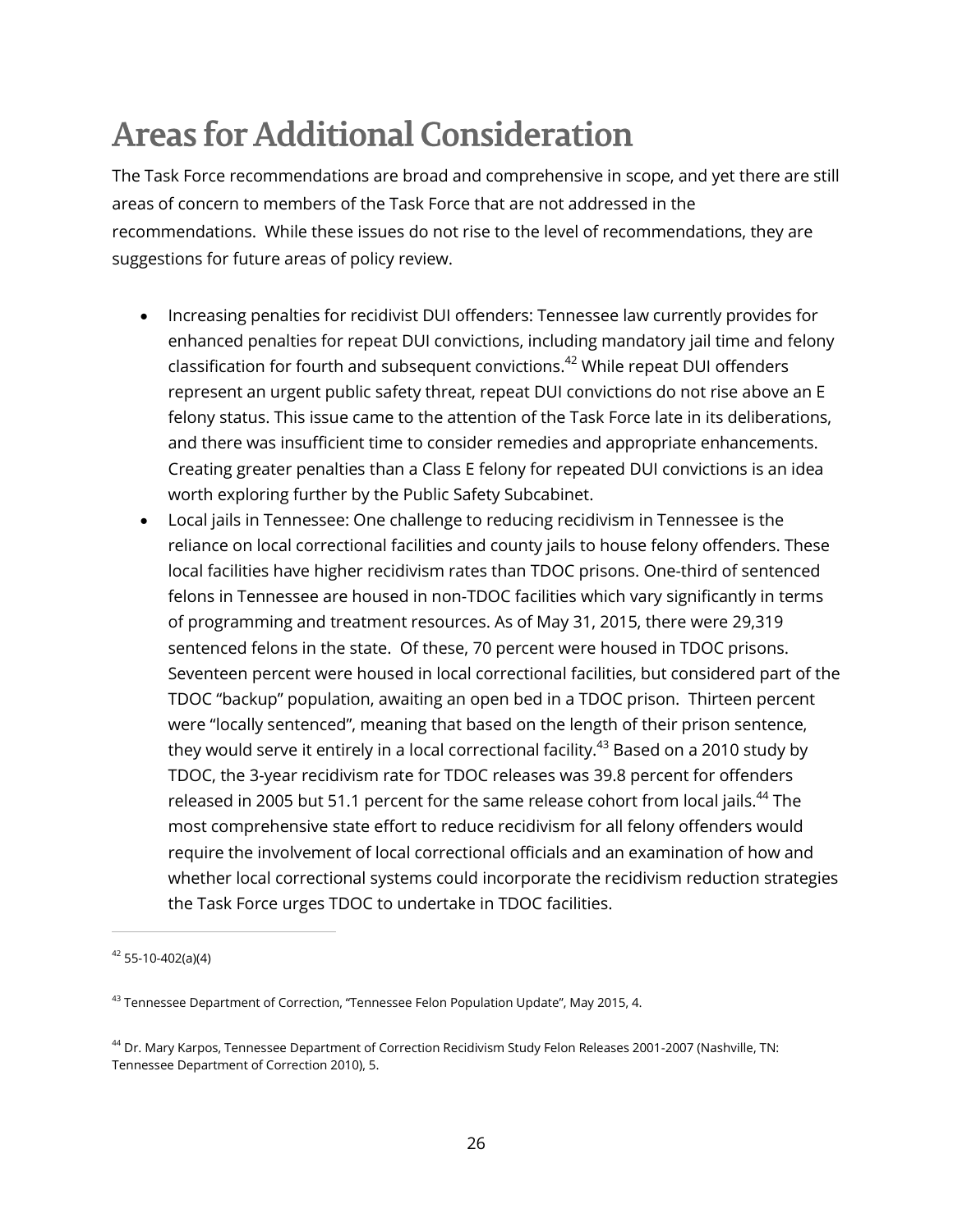# Areas for Additional Consideration

The Task Force recommendations are broad and comprehensive in scope, and yet there are still areas of concern to members of the Task Force that are not addressed in the recommendations. While these issues do not rise to the level of recommendations, they are suggestions for future areas of policy review.

- Increasing penalties for recidivist DUI offenders: Tennessee law currently provides for enhanced penalties for repeat DUI convictions, including mandatory jail time and felony classification for fourth and subsequent convictions.[42] While repeat DUI offenders represent an urgent public safety threat, repeat DUI convictions do not rise above an E felony status. This issue came to the attention of the Task Force late in its deliberations, and there was insufficient time to consider remedies and appropriate enhancements. Creating greater penalties than a Class E felony for repeated DUI convictions is an idea worth exploring further by the Public Safety Subcabinet.
- Local jails in Tennessee: One challenge to reducing recidivism in Tennessee is the reliance on local correctional facilities and county jails to house felony offenders. These local facilities have higher recidivism rates than TDOC prisons. One-third of sentenced felons in Tennessee are housed in non-TDOC facilities which vary significantly in terms of programming and treatment resources. As of May 31, 2015, there were 29,319 sentenced felons in the state. Of these, 70 percent were housed in TDOC prisons. Seventeen percent were housed in local correctional facilities, but considered part of the TDOC "backup" population, awaiting an open bed in a TDOC prison. Thirteen percent were "locally sentenced", meaning that based on the length of their prison sentence, they would serve it entirely in a local correctional facility.[43] Based on a 2010 study by TDOC, the 3-year recidivism rate for TDOC releases was 39.8 percent for offenders released in 2005 but 51.1 percent for the same release cohort from local jails.[44] The most comprehensive state effort to reduce recidivism for all felony offenders would require the involvement of local correctional officials and an examination of how and whether local correctional systems could incorporate the recidivism reduction strategies the Task Force urges TDOC to undertake in TDOC facilities.

---

[42] 55-10-402(a)(4)

[43] Tennessee Department of Correction, "Tennessee Felon Population Update", May 2015, 4.

[44] Dr. Mary Karpos, Tennessee Department of Correction Recidivism Study Felon Releases 2001-2007 (Nashville, TN: Tennessee Department of Correction 2010), 5.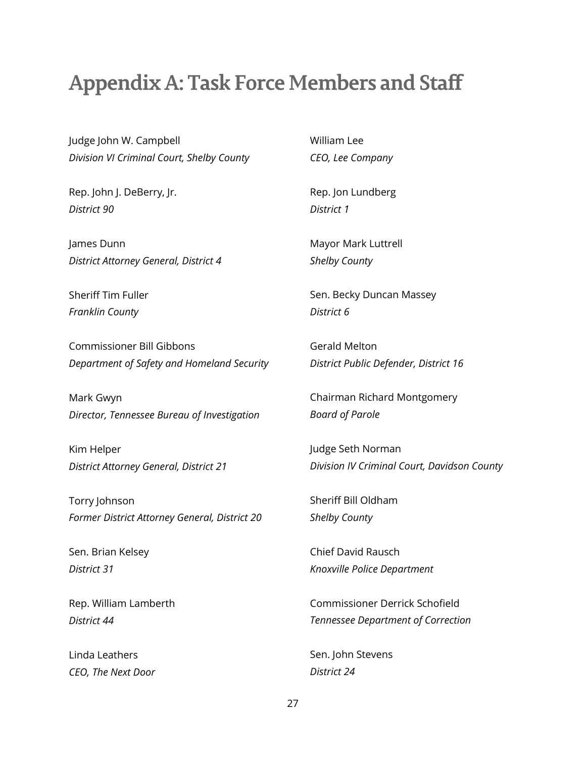# Appendix A: Task Force Members and Staff

Judge John W. Campbell
*Division VI Criminal Court, Shelby County*

Rep. John J. DeBerry, Jr.
*District 90*

James Dunn
*District Attorney General, District 4*

Sheriff Tim Fuller
*Franklin County*

Commissioner Bill Gibbons
*Department of Safety and Homeland Security*

Mark Gwyn
*Director, Tennessee Bureau of Investigation*

Kim Helper
*District Attorney General, District 21*

Torry Johnson
*Former District Attorney General, District 20*

Sen. Brian Kelsey
*District 31*

Rep. William Lamberth
*District 44*

Linda Leathers
*CEO, The Next Door*

William Lee
*CEO, Lee Company*

Rep. Jon Lundberg
*District 1*

Mayor Mark Luttrell
*Shelby County*

Sen. Becky Duncan Massey
*District 6*

Gerald Melton
*District Public Defender, District 16*

Chairman Richard Montgomery
*Board of Parole*

Judge Seth Norman
*Division IV Criminal Court, Davidson County*

Sheriff Bill Oldham
*Shelby County*

Chief David Rausch
*Knoxville Police Department*

Commissioner Derrick Schofield
*Tennessee Department of Correction*

Sen. John Stevens
*District 24*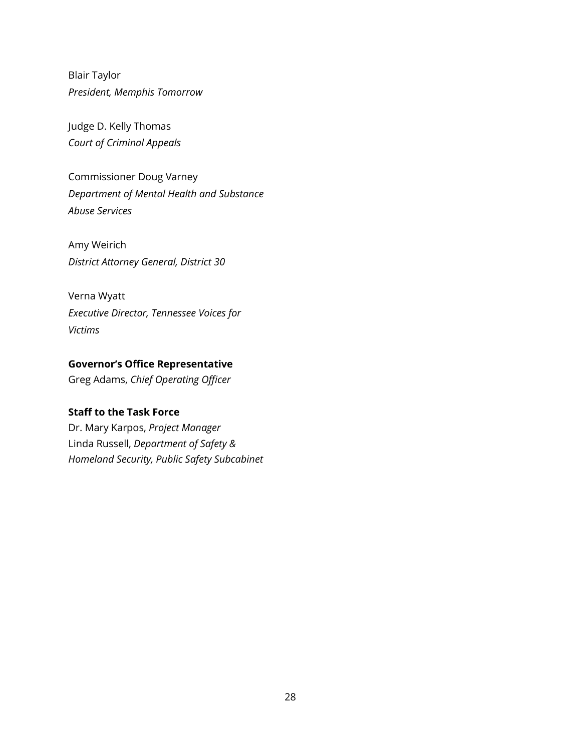Blair Taylor
*President, Memphis Tomorrow*

Judge D. Kelly Thomas
*Court of Criminal Appeals*

Commissioner Doug Varney
*Department of Mental Health and Substance Abuse Services*

Amy Weirich
*District Attorney General, District 30*

Verna Wyatt
*Executive Director, Tennessee Voices for Victims*

**Governor's Office Representative**
Greg Adams, *Chief Operating Officer*

**Staff to the Task Force**
Dr. Mary Karpos, *Project Manager*
Linda Russell, *Department of Safety & Homeland Security, Public Safety Subcabinet*